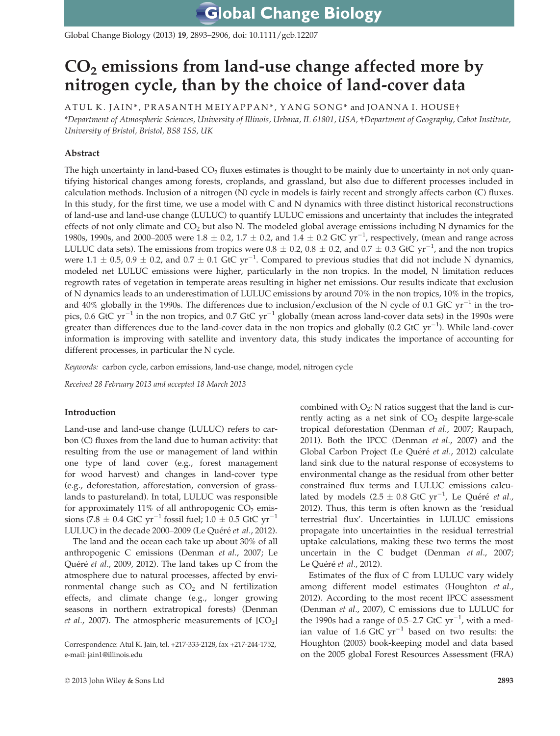# $CO_2$ emissions from land-use change affected more by nitrogen cycle, than by the choice of land-cover data

ATUL K. JAIN*, PRASANTH MEIYAPPAN*, YANG SONG* and JOANNA I. HOUSE†

*Department of Atmospheric Sciences, University of Illinois, Urbana, IL 61801, USA, †Department of Geography, Cabot Institute, University of Bristol, Bristol, BS8 1SS, UK

## Abstract

The high uncertainty in land-based $CO_2$ fluxes estimates is thought to be mainly due to uncertainty in not only quantifying historical changes among forests, croplands, and grassland, but also due to different processes included in calculation methods. Inclusion of a nitrogen (N) cycle in models is fairly recent and strongly affects carbon (C) fluxes. In this study, for the first time, we use a model with C and N dynamics with three distinct historical reconstructions of land-use and land-use change (LULUC) to quantify LULUC emissions and uncertainty that includes the integrated effects of not only climate and $CO_2$ but also N. The modeled global average emissions including N dynamics for the 1980s, 1990s, and 2000–2005 were 1.8 ± 0.2, 1.7 ± 0.2, and 1.4 ± 0.2 GtC $yr^{-1}$, respectively, (mean and range across LULUC data sets). The emissions from tropics were 0.8 ± 0.2, 0.8 ± 0.2, and 0.7 ± 0.3 GtC $yr^{-1}$, and the non tropics were 1.1 ± 0.5, 0.9 ± 0.2, and 0.7 ± 0.1 GtC $yr^{-1}$. Compared to previous studies that did not include N dynamics, modeled net LULUC emissions were higher, particularly in the non tropics. In the model, N limitation reduces regrowth rates of vegetation in temperate areas resulting in higher net emissions. Our results indicate that exclusion of N dynamics leads to an underestimation of LULUC emissions by around 70% in the non tropics, 10% in the tropics, and 40% globally in the 1990s. The differences due to inclusion/exclusion of the N cycle of 0.1 GtC $yr^{-1}$ in the tropics, 0.6 GtC $yr^{-1}$ in the non tropics, and 0.7 GtC $yr^{-1}$ globally (mean across land-cover data sets) in the 1990s were greater than differences due to the land-cover data in the non tropics and globally (0.2 GtC $yr^{-1}$). While land-cover information is improving with satellite and inventory data, this study indicates the importance of accounting for different processes, in particular the N cycle.

*Keywords:* carbon cycle, carbon emissions, land-use change, model, nitrogen cycle

*Received 28 February 2013 and accepted 18 March 2013*

## Introduction

Land-use and land-use change (LULUC) refers to carbon (C) fluxes from the land due to human activity: that resulting from the use or management of land within one type of land cover (e.g., forest management for wood harvest) and changes in land-cover type (e.g., deforestation, afforestation, conversion of grasslands to pastureland). In total, LULUC was responsible for approximately 11% of all anthropogenic $CO_2$ emissions (7.8 ± 0.4 GtC $yr^{-1}$ fossil fuel; 1.0 ± 0.5 GtC $yr^{-1}$ LULUC) in the decade 2000–2009 (Le Quéré *et al.*, 2012).

The land and the ocean each take up about 30% of all anthropogenic C emissions (Denman *et al.*, 2007; Le Quéré *et al.*, 2009, 2012). The land takes up C from the atmosphere due to natural processes, affected by environmental change such as $CO_2$ and N fertilization effects, and climate change (e.g., longer growing seasons in northern extratropical forests) (Denman *et al.*, 2007). The atmospheric measurements of [$CO_2$] combined with $O_2$: N ratios suggest that the land is currently acting as a net sink of $CO_2$ despite large-scale tropical deforestation (Denman *et al.*, 2007; Raupach, 2011). Both the IPCC (Denman *et al.*, 2007) and the Global Carbon Project (Le Quéré *et al.*, 2012) calculate land sink due to the natural response of ecosystems to environmental change as the residual from other better constrained flux terms and LULUC emissions calculated by models (2.5 ± 0.8 GtC $yr^{-1}$, Le Quéré *et al.*, 2012). Thus, this term is often known as the 'residual terrestrial flux'. Uncertainties in LULUC emissions propagate into uncertainties in the residual terrestrial uptake calculations, making these two terms the most uncertain in the C budget (Denman *et al.*, 2007; Le Quéré *et al.*, 2012).

Estimates of the flux of C from LULUC vary widely among different model estimates (Houghton *et al.*, 2012). According to the most recent IPCC assessment (Denman *et al.*, 2007), C emissions due to LULUC for the 1990s had a range of 0.5–2.7 GtC $yr^{-1}$, with a median value of 1.6 GtC $yr^{-1}$ based on two results: the Houghton (2003) book-keeping model and data based on the 2005 global Forest Resources Assessment (FRA)

Correspondence: Atul K. Jain, tel. +217-333-2128, fax +217-244-1752, e-mail: jain1@illinois.edu

© 2013 John Wiley & Sons Ltd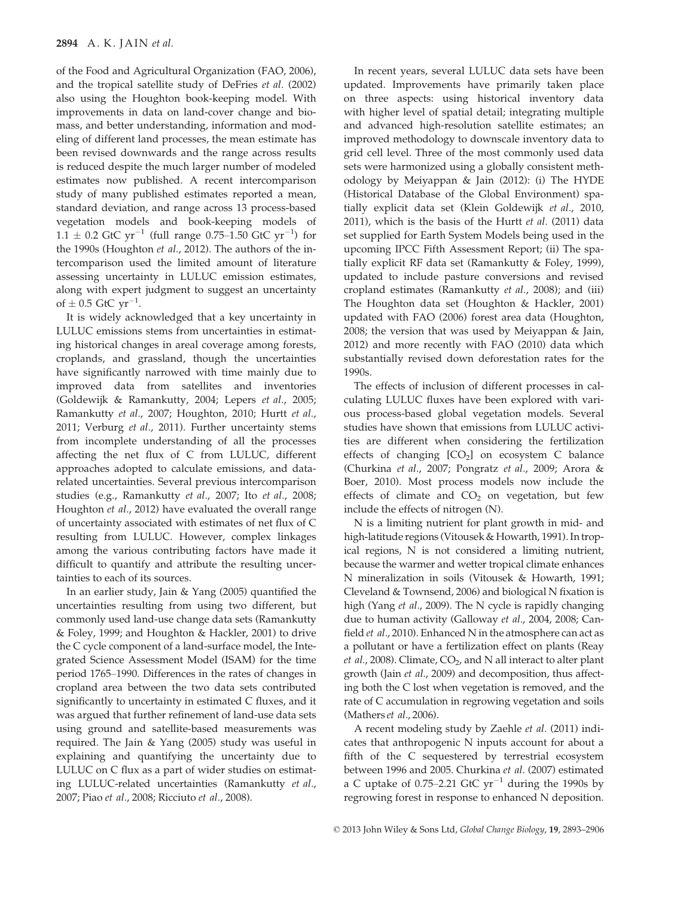of the Food and Agricultural Organization (FAO, 2006), and the tropical satellite study of DeFries *et al.* (2002) also using the Houghton book-keeping model. With improvements in data on land-cover change and biomass, and better understanding, information and modeling of different land processes, the mean estimate has been revised downwards and the range across results is reduced despite the much larger number of modeled estimates now published. A recent intercomparison study of many published estimates reported a mean, standard deviation, and range across 13 process-based vegetation models and book-keeping models of $1.1 \pm 0.2$ GtC $yr^{-1}$ (full range 0.75–1.50 GtC $yr^{-1}$) for the 1990s (Houghton *et al.*, 2012). The authors of the intercomparison used the limited amount of literature assessing uncertainty in LULUC emission estimates, along with expert judgment to suggest an uncertainty of $\pm$ 0.5 GtC $yr^{-1}$.

It is widely acknowledged that a key uncertainty in LULUC emissions stems from uncertainties in estimating historical changes in areal coverage among forests, croplands, and grassland, though the uncertainties have significantly narrowed with time mainly due to improved data from satellites and inventories (Goldewijk & Ramankutty, 2004; Lepers *et al.*, 2005; Ramankutty *et al.*, 2007; Houghton, 2010; Hurtt *et al.*, 2011; Verburg *et al.*, 2011). Further uncertainty stems from incomplete understanding of all the processes affecting the net flux of C from LULUC, different approaches adopted to calculate emissions, and data-related uncertainties. Several previous intercomparison studies (e.g., Ramankutty *et al.*, 2007; Ito *et al.*, 2008; Houghton *et al.*, 2012) have evaluated the overall range of uncertainty associated with estimates of net flux of C resulting from LULUC. However, complex linkages among the various contributing factors have made it difficult to quantify and attribute the resulting uncertainties to each of its sources.

In an earlier study, Jain & Yang (2005) quantified the uncertainties resulting from using two different, but commonly used land-use change data sets (Ramankutty & Foley, 1999; and Houghton & Hackler, 2001) to drive the C cycle component of a land-surface model, the Integrated Science Assessment Model (ISAM) for the time period 1765–1990. Differences in the rates of changes in cropland area between the two data sets contributed significantly to uncertainty in estimated C fluxes, and it was argued that further refinement of land-use data sets using ground and satellite-based measurements was required. The Jain & Yang (2005) study was useful in explaining and quantifying the uncertainty due to LULUC on C flux as a part of wider studies on estimating LULUC-related uncertainties (Ramankutty *et al.*, 2007; Piao *et al.*, 2008; Ricciuto *et al.*, 2008).

In recent years, several LULUC data sets have been updated. Improvements have primarily taken place on three aspects: using historical inventory data with higher level of spatial detail; integrating multiple and advanced high-resolution satellite estimates; an improved methodology to downscale inventory data to grid cell level. Three of the most commonly used data sets were harmonized using a globally consistent methodology by Meiyappan & Jain (2012): (i) The HYDE (Historical Database of the Global Environment) spatially explicit data set (Klein Goldewijk *et al.*, 2010, 2011), which is the basis of the Hurtt *et al.* (2011) data set supplied for Earth System Models being used in the upcoming IPCC Fifth Assessment Report; (ii) The spatially explicit RF data set (Ramankutty & Foley, 1999), updated to include pasture conversions and revised cropland estimates (Ramankutty *et al.*, 2008); and (iii) The Houghton data set (Houghton & Hackler, 2001) updated with FAO (2006) forest area data (Houghton, 2008; the version that was used by Meiyappan & Jain, 2012) and more recently with FAO (2010) data which substantially revised down deforestation rates for the 1990s.

The effects of inclusion of different processes in calculating LULUC fluxes have been explored with various process-based global vegetation models. Several studies have shown that emissions from LULUC activities are different when considering the fertilization effects of changing $[CO_2]$ on ecosystem C balance (Churkina *et al.*, 2007; Pongratz *et al.*, 2009; Arora & Boer, 2010). Most process models now include the effects of climate and $CO_2$ on vegetation, but few include the effects of nitrogen (N).

N is a limiting nutrient for plant growth in mid- and high-latitude regions (Vitousek & Howarth, 1991). In tropical regions, N is not considered a limiting nutrient, because the warmer and wetter tropical climate enhances N mineralization in soils (Vitousek & Howarth, 1991; Cleveland & Townsend, 2006) and biological N fixation is high (Yang *et al.*, 2009). The N cycle is rapidly changing due to human activity (Galloway *et al.*, 2004, 2008; Canfield *et al.*, 2010). Enhanced N in the atmosphere can act as a pollutant or have a fertilization effect on plants (Reay *et al.*, 2008). Climate, $CO_2$, and N all interact to alter plant growth (Jain *et al.*, 2009) and decomposition, thus affecting both the C lost when vegetation is removed, and the rate of C accumulation in regrowing vegetation and soils (Mathers *et al.*, 2006).

A recent modeling study by Zaehle *et al.* (2011) indicates that anthropogenic N inputs account for about a fifth of the C sequestered by terrestrial ecosystem between 1996 and 2005. Churkina *et al.* (2007) estimated a C uptake of 0.75–2.21 GtC $yr^{-1}$ during the 1990s by regrowing forest in response to enhanced N deposition.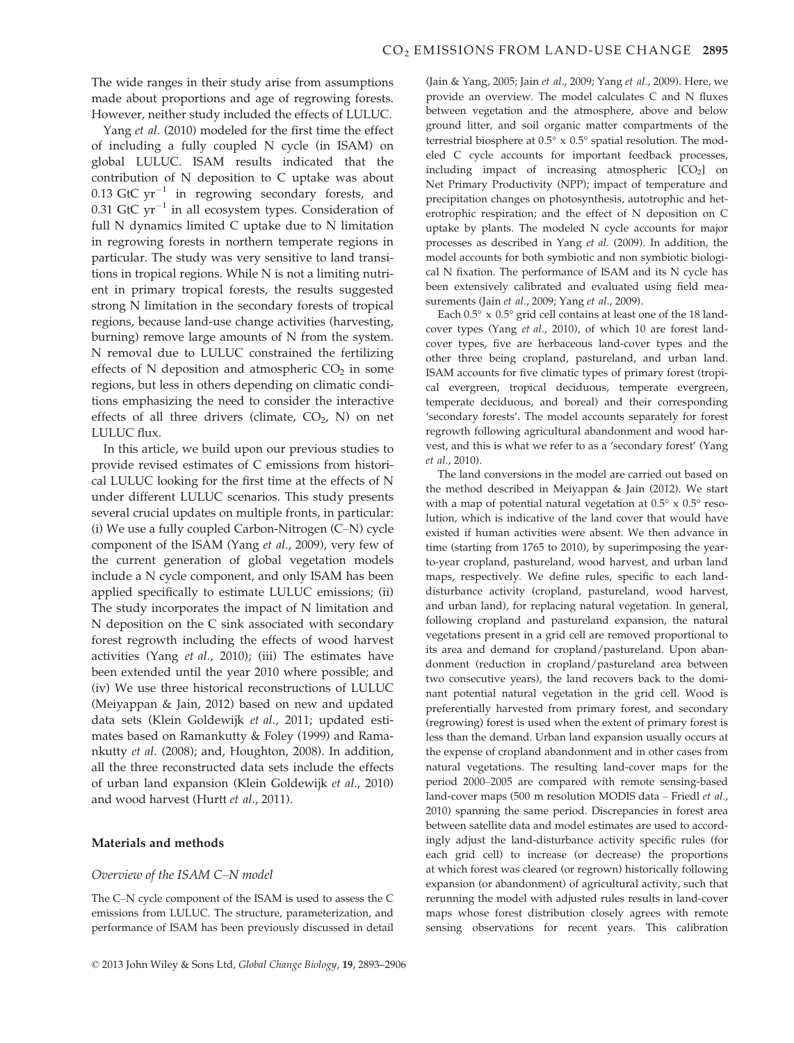The wide ranges in their study arise from assumptions made about proportions and age of regrowing forests. However, neither study included the effects of LULUC.

Yang *et al.* (2010) modeled for the first time the effect of including a fully coupled N cycle (in ISAM) on global LULUC. ISAM results indicated that the contribution of N deposition to C uptake was about 0.13 GtC $yr^{-1}$ in regrowing secondary forests, and 0.31 GtC $yr^{-1}$ in all ecosystem types. Consideration of full N dynamics limited C uptake due to N limitation in regrowing forests in northern temperate regions in particular. The study was very sensitive to land transitions in tropical regions. While N is not a limiting nutrient in primary tropical forests, the results suggested strong N limitation in the secondary forests of tropical regions, because land-use change activities (harvesting, burning) remove large amounts of N from the system. N removal due to LULUC constrained the fertilizing effects of N deposition and atmospheric $CO_2$ in some regions, but less in others depending on climatic conditions emphasizing the need to consider the interactive effects of all three drivers (climate, $CO_2$, N) on net LULUC flux.

In this article, we build upon our previous studies to provide revised estimates of C emissions from historical LULUC looking for the first time at the effects of N under different LULUC scenarios. This study presents several crucial updates on multiple fronts, in particular: (i) We use a fully coupled Carbon-Nitrogen (C–N) cycle component of the ISAM (Yang *et al.*, 2009), very few of the current generation of global vegetation models include a N cycle component, and only ISAM has been applied specifically to estimate LULUC emissions; (ii) The study incorporates the impact of N limitation and N deposition on the C sink associated with secondary forest regrowth including the effects of wood harvest activities (Yang *et al.*, 2010); (iii) The estimates have been extended until the year 2010 where possible; and (iv) We use three historical reconstructions of LULUC (Meiyappan & Jain, 2012) based on new and updated data sets (Klein Goldewijk *et al.*, 2011; updated estimates based on Ramankutty & Foley (1999) and Ramankutty *et al.* (2008); and, Houghton, 2008). In addition, all the three reconstructed data sets include the effects of urban land expansion (Klein Goldewijk *et al.*, 2010) and wood harvest (Hurtt *et al.*, 2011).

## Materials and methods

### Overview of the ISAM C–N model

The C–N cycle component of the ISAM is used to assess the C emissions from LULUC. The structure, parameterization, and performance of ISAM has been previously discussed in detail (Jain & Yang, 2005; Jain *et al.*, 2009; Yang *et al.*, 2009). Here, we provide an overview. The model calculates C and N fluxes between vegetation and the atmosphere, above and below ground litter, and soil organic matter compartments of the terrestrial biosphere at 0.5° x 0.5° spatial resolution. The modeled C cycle accounts for important feedback processes, including impact of increasing atmospheric [$CO_2$] on Net Primary Productivity (NPP); impact of temperature and precipitation changes on photosynthesis, autotrophic and heterotrophic respiration; and the effect of N deposition on C uptake by plants. The modeled N cycle accounts for major processes as described in Yang *et al.* (2009). In addition, the model accounts for both symbiotic and non symbiotic biological N fixation. The performance of ISAM and its N cycle has been extensively calibrated and evaluated using field measurements (Jain *et al.*, 2009; Yang *et al.*, 2009).

Each 0.5° x 0.5° grid cell contains at least one of the 18 land-cover types (Yang *et al.*, 2010), of which 10 are forest land-cover types, five are herbaceous land-cover types and the other three being cropland, pastureland, and urban land. ISAM accounts for five climatic types of primary forest (tropical evergreen, tropical deciduous, temperate evergreen, temperate deciduous, and boreal) and their corresponding 'secondary forests'. The model accounts separately for forest regrowth following agricultural abandonment and wood harvest, and this is what we refer to as a 'secondary forest' (Yang *et al.*, 2010).

The land conversions in the model are carried out based on the method described in Meiyappan & Jain (2012). We start with a map of potential natural vegetation at 0.5° x 0.5° resolution, which is indicative of the land cover that would have existed if human activities were absent. We then advance in time (starting from 1765 to 2010), by superimposing the year-to-year cropland, pastureland, wood harvest, and urban land maps, respectively. We define rules, specific to each land-disturbance activity (cropland, pastureland, wood harvest, and urban land), for replacing natural vegetation. In general, following cropland and pastureland expansion, the natural vegetations present in a grid cell are removed proportional to its area and demand for cropland/pastureland. Upon abandonment (reduction in cropland/pastureland area between two consecutive years), the land recovers back to the dominant potential natural vegetation in the grid cell. Wood is preferentially harvested from primary forest, and secondary (regrowing) forest is used when the extent of primary forest is less than the demand. Urban land expansion usually occurs at the expense of cropland abandonment and in other cases from natural vegetations. The resulting land-cover maps for the period 2000–2005 are compared with remote sensing-based land-cover maps (500 m resolution MODIS data – Friedl *et al.*, 2010) spanning the same period. Discrepancies in forest area between satellite data and model estimates are used to accordingly adjust the land-disturbance activity specific rules (for each grid cell) to increase (or decrease) the proportions at which forest was cleared (or regrown) historically following expansion (or abandonment) of agricultural activity, such that rerunning the model with adjusted rules results in land-cover maps whose forest distribution closely agrees with remote sensing observations for recent years. This calibration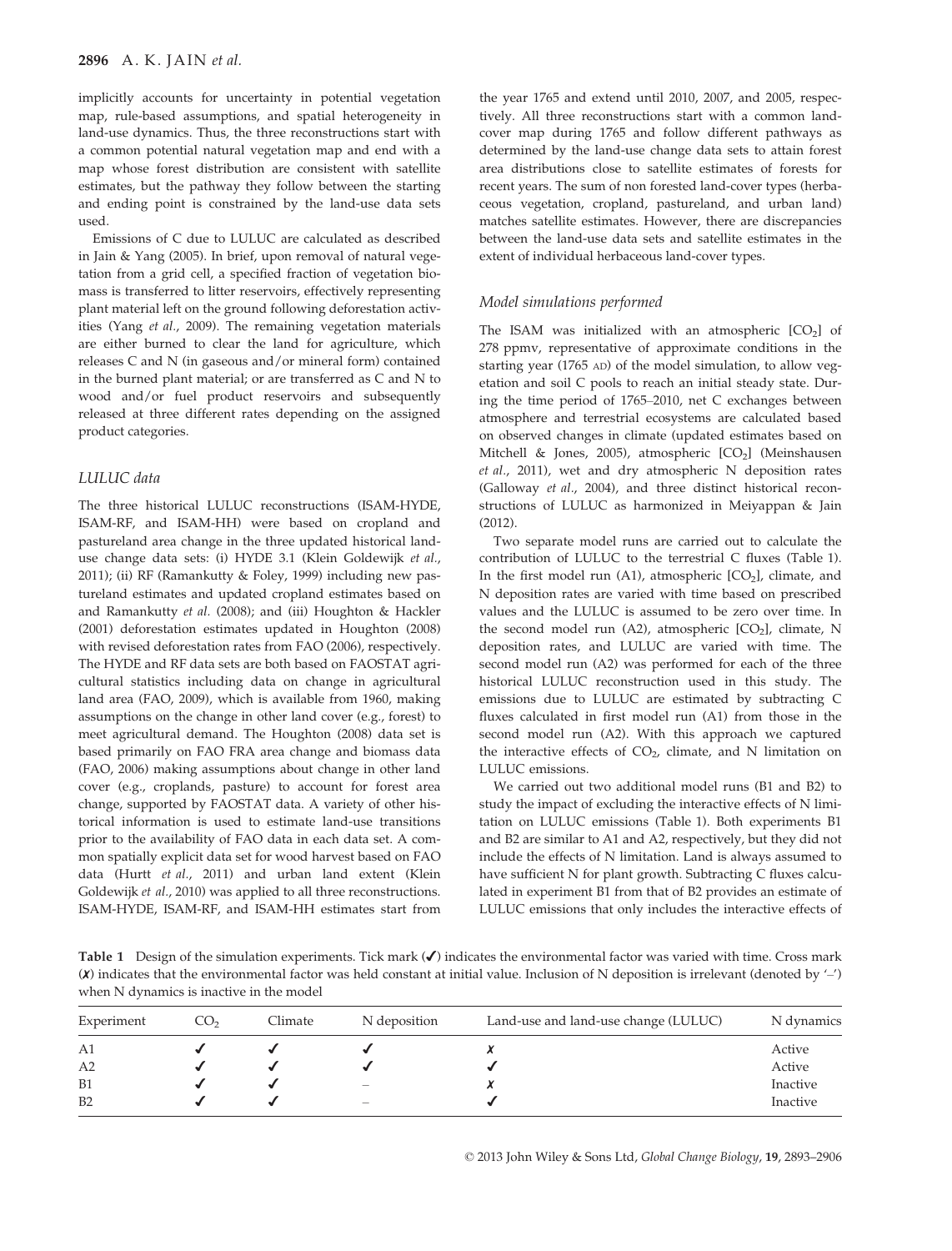implicitly accounts for uncertainty in potential vegetation map, rule-based assumptions, and spatial heterogeneity in land-use dynamics. Thus, the three reconstructions start with a common potential natural vegetation map and end with a map whose forest distribution are consistent with satellite estimates, but the pathway they follow between the starting and ending point is constrained by the land-use data sets used.

Emissions of C due to LULUC are calculated as described in Jain & Yang (2005). In brief, upon removal of natural vegetation from a grid cell, a specified fraction of vegetation biomass is transferred to litter reservoirs, effectively representing plant material left on the ground following deforestation activities (Yang *et al.*, 2009). The remaining vegetation materials are either burned to clear the land for agriculture, which releases C and N (in gaseous and/or mineral form) contained in the burned plant material; or are transferred as C and N to wood and/or fuel product reservoirs and subsequently released at three different rates depending on the assigned product categories.

### *LULUC data*

The three historical LULUC reconstructions (ISAM-HYDE, ISAM-RF, and ISAM-HH) were based on cropland and pastureland area change in the three updated historical land-use change data sets: (i) HYDE 3.1 (Klein Goldewijk *et al.*, 2011); (ii) RF (Ramankutty & Foley, 1999) including new pastureland estimates and updated cropland estimates based on and Ramankutty *et al.* (2008); and (iii) Houghton & Hackler (2001) deforestation estimates updated in Houghton (2008) with revised deforestation rates from FAO (2006), respectively. The HYDE and RF data sets are both based on FAOSTAT agricultural statistics including data on change in agricultural land area (FAO, 2009), which is available from 1960, making assumptions on the change in other land cover (e.g., forest) to meet agricultural demand. The Houghton (2008) data set is based primarily on FAO FRA area change and biomass data (FAO, 2006) making assumptions about change in other land cover (e.g., croplands, pasture) to account for forest area change, supported by FAOSTAT data. A variety of other historical information is used to estimate land-use transitions prior to the availability of FAO data in each data set. A common spatially explicit data set for wood harvest based on FAO data (Hurtt *et al.*, 2011) and urban land extent (Klein Goldewijk *et al.*, 2010) was applied to all three reconstructions. ISAM-HYDE, ISAM-RF, and ISAM-HH estimates start from the year 1765 and extend until 2010, 2007, and 2005, respectively. All three reconstructions start with a common land-cover map during 1765 and follow different pathways as determined by the land-use change data sets to attain forest area distributions close to satellite estimates of forests for recent years. The sum of non forested land-cover types (herbaceous vegetation, cropland, pastureland, and urban land) matches satellite estimates. However, there are discrepancies between the land-use data sets and satellite estimates in the extent of individual herbaceous land-cover types.

### *Model simulations performed*

The ISAM was initialized with an atmospheric [$CO_2$] of 278 ppmv, representative of approximate conditions in the starting year (1765 AD) of the model simulation, to allow vegetation and soil C pools to reach an initial steady state. During the time period of 1765–2010, net C exchanges between atmosphere and terrestrial ecosystems are calculated based on observed changes in climate (updated estimates based on Mitchell & Jones, 2005), atmospheric [$CO_2$] (Meinshausen *et al.*, 2011), wet and dry atmospheric N deposition rates (Galloway *et al.*, 2004), and three distinct historical reconstructions of LULUC as harmonized in Meiyappan & Jain (2012).

Two separate model runs are carried out to calculate the contribution of LULUC to the terrestrial C fluxes (Table 1). In the first model run (A1), atmospheric [$CO_2$], climate, and N deposition rates are varied with time based on prescribed values and the LULUC is assumed to be zero over time. In the second model run (A2), atmospheric [$CO_2$], climate, N deposition rates, and LULUC are varied with time. The second model run (A2) was performed for each of the three historical LULUC reconstruction used in this study. The emissions due to LULUC are estimated by subtracting C fluxes calculated in first model run (A1) from those in the second model run (A2). With this approach we captured the interactive effects of $CO_2$, climate, and N limitation on LULUC emissions.

We carried out two additional model runs (B1 and B2) to study the impact of excluding the interactive effects of N limitation on LULUC emissions (Table 1). Both experiments B1 and B2 are similar to A1 and A2, respectively, but they did not include the effects of N limitation. Land is always assumed to have sufficient N for plant growth. Subtracting C fluxes calculated in experiment B1 from that of B2 provides an estimate of LULUC emissions that only includes the interactive effects of

**Table 1** Design of the simulation experiments. Tick mark (✓) indicates the environmental factor was varied with time. Cross mark (✗) indicates that the environmental factor was held constant at initial value. Inclusion of N deposition is irrelevant (denoted by '–') when N dynamics is inactive in the model

| Experiment | $CO_2$ | Climate | N deposition | Land-use and land-use change (LULUC) | N dynamics |
|---|---|---|---|---|---|
| A1 | ✓ | ✓ | ✓ | ✗ | Active |
| A2 | ✓ | ✓ | ✓ | ✓ | Active |
| B1 | ✓ | ✓ | – | ✗ | Inactive |
| B2 | ✓ | ✓ | – | ✓ | Inactive |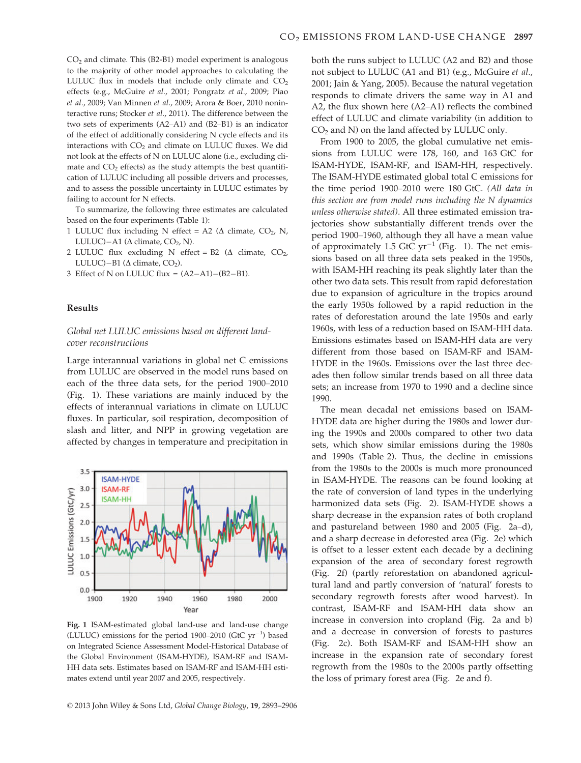$CO_2$ and climate. This (B2-B1) model experiment is analogous to the majority of other model approaches to calculating the LULUC flux in models that include only climate and $CO_2$ effects (e.g., McGuire *et al.*, 2001; Pongratz *et al.*, 2009; Piao *et al.*, 2009; Van Minnen *et al.*, 2009; Arora & Boer, 2010 noninteractive runs; Stocker *et al.*, 2011). The difference between the two sets of experiments (A2–A1) and (B2–B1) is an indicator of the effect of additionally considering N cycle effects and its interactions with $CO_2$ and climate on LULUC fluxes. We did not look at the effects of N on LULUC alone (i.e., excluding climate and $CO_2$ effects) as the study attempts the best quantification of LULUC including all possible drivers and processes, and to assess the possible uncertainty in LULUC estimates by failing to account for N effects.

To summarize, the following three estimates are calculated based on the four experiments (Table 1):

1. LULUC flux including N effect = A2 ($\Delta$ climate, $CO_2$, N, LULUC)−A1 ($\Delta$ climate, $CO_2$, N).
2. LULUC flux excluding N effect = B2 ($\Delta$ climate, $CO_2$, LULUC)−B1 ($\Delta$ climate, $CO_2$).
3. Effect of N on LULUC flux = (A2−A1)−(B2−B1).

## Results

### *Global net LULUC emissions based on different land-cover reconstructions*

Large interannual variations in global net C emissions from LULUC are observed in the model runs based on each of the three data sets, for the period 1900–2010 (Fig. 1). These variations are mainly induced by the effects of interannual variations in climate on LULUC fluxes. In particular, soil respiration, decomposition of slash and litter, and NPP in growing vegetation are affected by changes in temperature and precipitation in both the runs subject to LULUC (A2 and B2) and those not subject to LULUC (A1 and B1) (e.g., McGuire *et al.*, 2001; Jain & Yang, 2005). Because the natural vegetation responds to climate drivers the same way in A1 and A2, the flux shown here (A2–A1) reflects the combined effect of LULUC and climate variability (in addition to $CO_2$ and N) on the land affected by LULUC only.

**Fig. 1** ISAM-estimated global land-use and land-use change (LULUC) emissions for the period 1900–2010 (GtC $yr^{-1}$) based on Integrated Science Assessment Model-Historical Database of the Global Environment (ISAM-HYDE), ISAM-RF and ISAM-HH data sets. Estimates based on ISAM-RF and ISAM-HH estimates extend until year 2007 and 2005, respectively.

From 1900 to 2005, the global cumulative net emissions from LULUC were 178, 160, and 163 GtC for ISAM-HYDE, ISAM-RF, and ISAM-HH, respectively. The ISAM-HYDE estimated global total C emissions for the time period 1900–2010 were 180 GtC. *(All data in this section are from model runs including the N dynamics unless otherwise stated)*. All three estimated emission trajectories show substantially different trends over the period 1900–1960, although they all have a mean value of approximately 1.5 GtC $yr^{-1}$ (Fig. 1). The net emissions based on all three data sets peaked in the 1950s, with ISAM-HH reaching its peak slightly later than the other two data sets. This result from rapid deforestation due to expansion of agriculture in the tropics around the early 1950s followed by a rapid reduction in the rates of deforestation around the late 1950s and early 1960s, with less of a reduction based on ISAM-HH data. Emissions estimates based on ISAM-HH data are very different from those based on ISAM-RF and ISAM-HYDE in the 1960s. Emissions over the last three decades then follow similar trends based on all three data sets; an increase from 1970 to 1990 and a decline since 1990.

The mean decadal net emissions based on ISAM-HYDE data are higher during the 1980s and lower during the 1990s and 2000s compared to other two data sets, which show similar emissions during the 1980s and 1990s (Table 2). Thus, the decline in emissions from the 1980s to the 2000s is much more pronounced in ISAM-HYDE. The reasons can be found looking at the rate of conversion of land types in the underlying harmonized data sets (Fig. 2). ISAM-HYDE shows a sharp decrease in the expansion rates of both cropland and pastureland between 1980 and 2005 (Fig. 2a–d), and a sharp decrease in deforested area (Fig. 2e) which is offset to a lesser extent each decade by a declining expansion of the area of secondary forest regrowth (Fig. 2f) (partly reforestation on abandoned agricultural land and partly conversion of 'natural' forests to secondary regrowth forests after wood harvest). In contrast, ISAM-RF and ISAM-HH data show an increase in conversion into cropland (Fig. 2a and b) and a decrease in conversion of forests to pastures (Fig. 2c). Both ISAM-RF and ISAM-HH show an increase in the expansion rate of secondary forest regrowth from the 1980s to the 2000s partly offsetting the loss of primary forest area (Fig. 2e and f).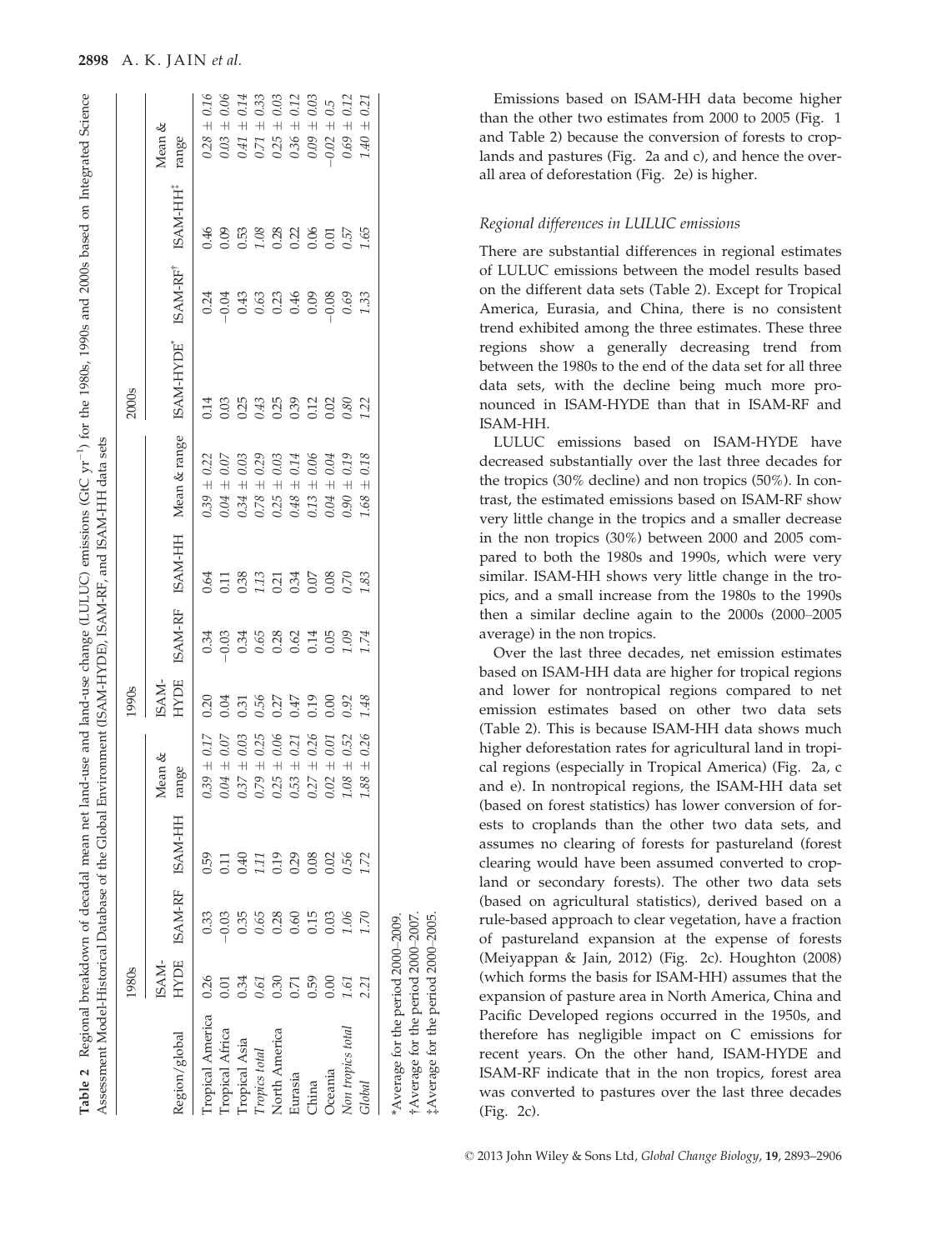**Table 2** Regional breakdown of decadal mean net land-use and land-use change (LULUC) emissions (GtC yr$^{-1}$) for the 1980s, 1990s and 2000s based on Integrated Science Assessment Model-Historical Database of the Global Environment (ISAM-HYDE), ISAM-RF, and ISAM-HH data sets

| Region/global | 1980s | | | | 1990s | | | | 2000s | | | |
|---|---|---|---|---|---|---|---|---|---|---|---|---|
| | ISAM-HYDE | ISAM-RF | ISAM-HH | Mean & range | ISAM-HYDE | ISAM-RF | ISAM-HH | Mean & range | ISAM-HYDE* | ISAM-RF† | ISAM-HH‡ | Mean & range |
| Tropical America | 0.26 | 0.33 | 0.59 | *0.39 ± 0.17* | 0.20 | 0.34 | 0.64 | *0.39 ± 0.22* | 0.14 | 0.24 | 0.46 | *0.28 ± 0.16* |
| Tropical Africa | 0.01 | −0.03 | 0.11 | *0.04 ± 0.07* | 0.04 | −0.03 | 0.11 | *0.04 ± 0.07* | 0.03 | −0.04 | 0.09 | *0.03 ± 0.06* |
| Tropical Asia | 0.34 | 0.35 | 0.40 | *0.37 ± 0.03* | 0.31 | 0.34 | 0.38 | *0.34 ± 0.03* | 0.25 | 0.43 | 0.53 | *0.41 ± 0.14* |
| *Tropics total* | *0.61* | *0.65* | *1.11* | *0.79 ± 0.25* | *0.56* | *0.65* | *1.13* | *0.78 ± 0.29* | *0.43* | *0.63* | *1.08* | *0.71 ± 0.33* |
| North America | 0.30 | 0.28 | 0.19 | *0.25 ± 0.06* | 0.27 | 0.28 | 0.21 | *0.25 ± 0.03* | 0.25 | 0.23 | 0.28 | *0.25 ± 0.03* |
| Eurasia | 0.71 | 0.60 | 0.29 | *0.53 ± 0.21* | 0.47 | 0.62 | 0.34 | *0.48 ± 0.14* | 0.39 | 0.46 | 0.22 | *0.36 ± 0.12* |
| China | 0.59 | 0.15 | 0.08 | *0.27 ± 0.26* | 0.19 | 0.14 | 0.07 | *0.13 ± 0.06* | 0.12 | 0.09 | 0.06 | *0.09 ± 0.03* |
| Oceania | 0.00 | 0.03 | 0.02 | *0.02 ± 0.01* | 0.00 | 0.05 | 0.08 | *0.04 ± 0.04* | 0.02 | −0.08 | 0.01 | *−0.02 ± 0.5* |
| *Non tropics total* | *1.61* | *1.06* | *0.56* | *1.08 ± 0.52* | *0.92* | *1.09* | *0.70* | *0.90 ± 0.19* | *0.80* | *0.69* | *0.57* | *0.69 ± 0.12* |
| *Global* | *2.21* | *1.70* | *1.72* | *1.88 ± 0.26* | *1.48* | *1.74* | *1.83* | *1.68 ± 0.18* | *1.22* | *1.33* | *1.65* | *1.40 ± 0.21* |

*Average for the period 2000–2009.
†Average for the period 2000–2007.
‡Average for the period 2000–2005.

Emissions based on ISAM-HH data become higher than the other two estimates from 2000 to 2005 (Fig. 1 and Table 2) because the conversion of forests to croplands and pastures (Fig. 2a and c), and hence the overall area of deforestation (Fig. 2e) is higher.

### *Regional differences in LULUC emissions*

There are substantial differences in regional estimates of LULUC emissions between the model results based on the different data sets (Table 2). Except for Tropical America, Eurasia, and China, there is no consistent trend exhibited among the three estimates. These three regions show a generally decreasing trend from between the 1980s to the end of the data set for all three data sets, with the decline being much more pronounced in ISAM-HYDE than that in ISAM-RF and ISAM-HH.

LULUC emissions based on ISAM-HYDE have decreased substantially over the last three decades for the tropics (30% decline) and non tropics (50%). In contrast, the estimated emissions based on ISAM-RF show very little change in the tropics and a smaller decrease in the non tropics (30%) between 2000 and 2005 compared to both the 1980s and 1990s, which were very similar. ISAM-HH shows very little change in the tropics, and a small increase from the 1980s to the 1990s then a similar decline again to the 2000s (2000–2005 average) in the non tropics.

Over the last three decades, net emission estimates based on ISAM-HH data are higher for tropical regions and lower for nontropical regions compared to net emission estimates based on other two data sets (Table 2). This is because ISAM-HH data shows much higher deforestation rates for agricultural land in tropical regions (especially in Tropical America) (Fig. 2a, c and e). In nontropical regions, the ISAM-HH data set (based on forest statistics) has lower conversion of forests to croplands than the other two data sets, and assumes no clearing of forests for pastureland (forest clearing would have been assumed converted to cropland or secondary forests). The other two data sets (based on agricultural statistics), derived based on a rule-based approach to clear vegetation, have a fraction of pastureland expansion at the expense of forests (Meiyappan & Jain, 2012) (Fig. 2c). Houghton (2008) (which forms the basis for ISAM-HH) assumes that the expansion of pasture area in North America, China and Pacific Developed regions occurred in the 1950s, and therefore has negligible impact on C emissions for recent years. On the other hand, ISAM-HYDE and ISAM-RF indicate that in the non tropics, forest area was converted to pastures over the last three decades (Fig. 2c).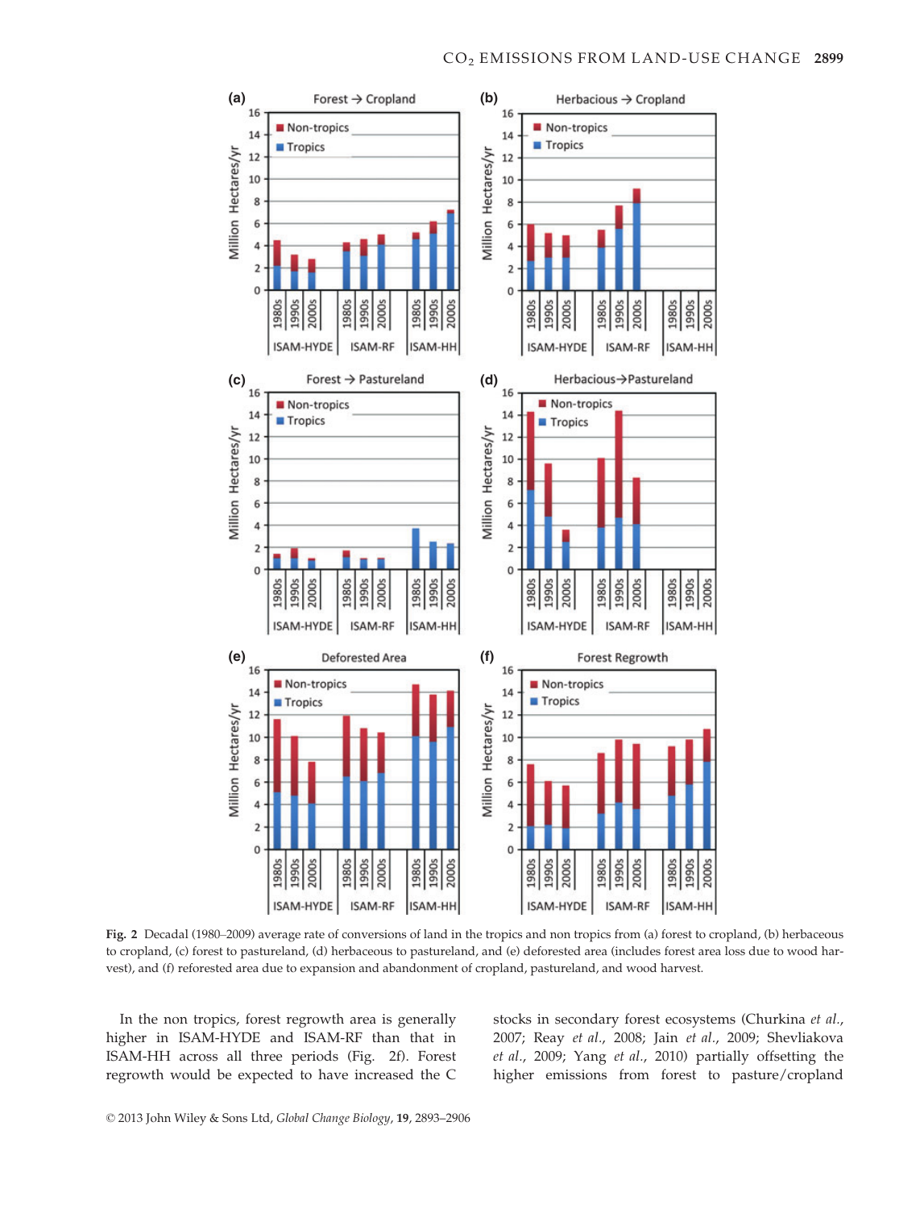**Fig. 2** Decadal (1980–2009) average rate of conversions of land in the tropics and non tropics from (a) forest to cropland, (b) herbaceous to cropland, (c) forest to pastureland, (d) herbaceous to pastureland, and (e) deforested area (includes forest area loss due to wood harvest), and (f) reforested area due to expansion and abandonment of cropland, pastureland, and wood harvest.

In the non tropics, forest regrowth area is generally higher in ISAM-HYDE and ISAM-RF than that in ISAM-HH across all three periods (Fig. 2f). Forest regrowth would be expected to have increased the C stocks in secondary forest ecosystems (Churkina *et al.*, 2007; Reay *et al.*, 2008; Jain *et al.*, 2009; Shevliakova *et al.*, 2009; Yang *et al.*, 2010) partially offsetting the higher emissions from forest to pasture/cropland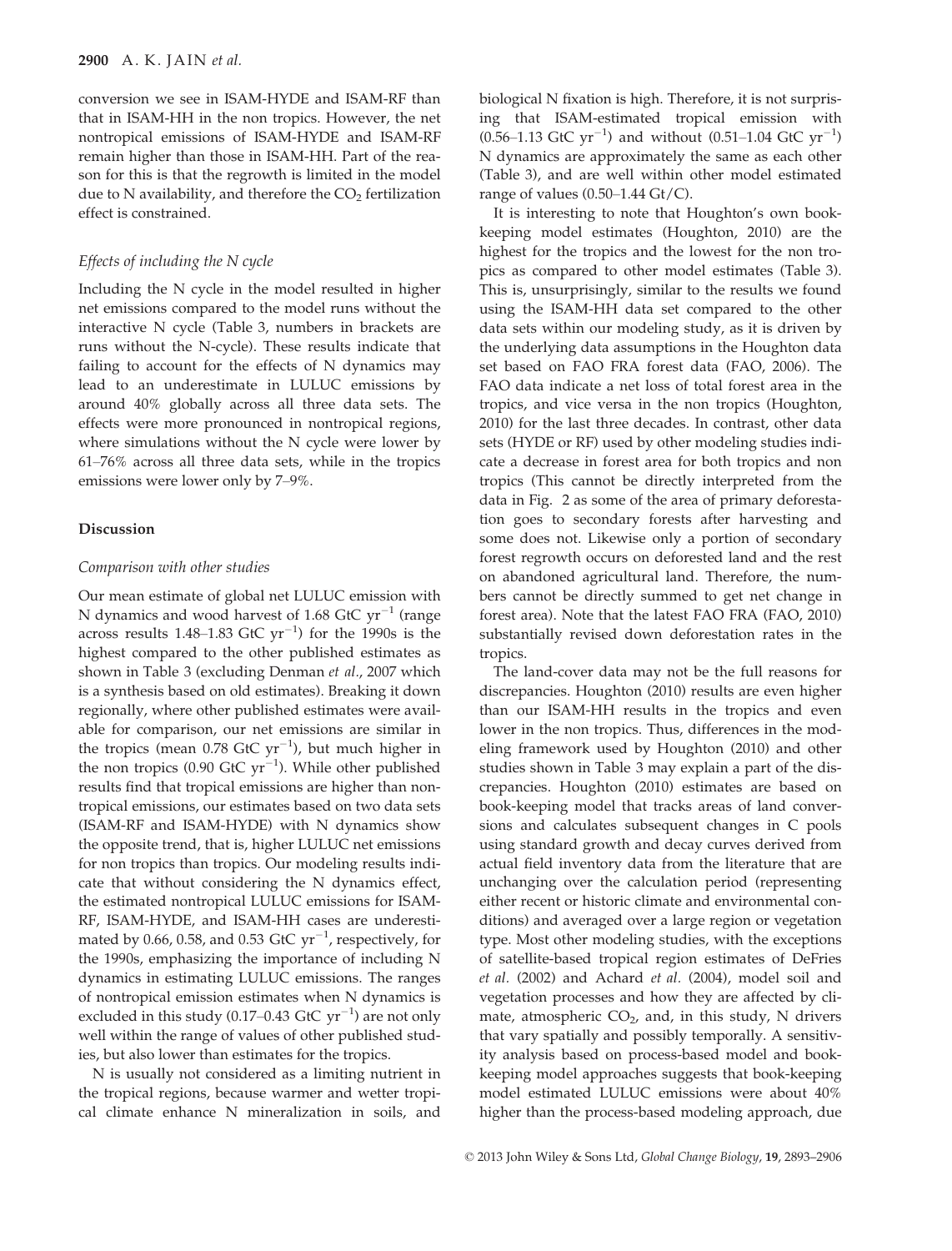conversion we see in ISAM-HYDE and ISAM-RF than that in ISAM-HH in the non tropics. However, the net nontropical emissions of ISAM-HYDE and ISAM-RF remain higher than those in ISAM-HH. Part of the reason for this is that the regrowth is limited in the model due to N availability, and therefore the $CO_2$ fertilization effect is constrained.

### *Effects of including the N cycle*

Including the N cycle in the model resulted in higher net emissions compared to the model runs without the interactive N cycle (Table 3, numbers in brackets are runs without the N-cycle). These results indicate that failing to account for the effects of N dynamics may lead to an underestimate in LULUC emissions by around 40% globally across all three data sets. The effects were more pronounced in nontropical regions, where simulations without the N cycle were lower by 61–76% across all three data sets, while in the tropics emissions were lower only by 7–9%.

## Discussion

### *Comparison with other studies*

Our mean estimate of global net LULUC emission with N dynamics and wood harvest of 1.68 GtC $yr^{-1}$ (range across results 1.48–1.83 GtC $yr^{-1}$) for the 1990s is the highest compared to the other published estimates as shown in Table 3 (excluding Denman *et al*., 2007 which is a synthesis based on old estimates). Breaking it down regionally, where other published estimates were available for comparison, our net emissions are similar in the tropics (mean 0.78 GtC $yr^{-1}$), but much higher in the non tropics (0.90 GtC $yr^{-1}$). While other published results find that tropical emissions are higher than nontropical emissions, our estimates based on two data sets (ISAM-RF and ISAM-HYDE) with N dynamics show the opposite trend, that is, higher LULUC net emissions for non tropics than tropics. Our modeling results indicate that without considering the N dynamics effect, the estimated nontropical LULUC emissions for ISAM-RF, ISAM-HYDE, and ISAM-HH cases are underestimated by 0.66, 0.58, and 0.53 GtC $yr^{-1}$, respectively, for the 1990s, emphasizing the importance of including N dynamics in estimating LULUC emissions. The ranges of nontropical emission estimates when N dynamics is excluded in this study (0.17–0.43 GtC $yr^{-1}$) are not only well within the range of values of other published studies, but also lower than estimates for the tropics.

N is usually not considered as a limiting nutrient in the tropical regions, because warmer and wetter tropical climate enhance N mineralization in soils, and biological N fixation is high. Therefore, it is not surprising that ISAM-estimated tropical emission with (0.56–1.13 GtC $yr^{-1}$) and without (0.51–1.04 GtC $yr^{-1}$) N dynamics are approximately the same as each other (Table 3), and are well within other model estimated range of values (0.50–1.44 Gt/C).

It is interesting to note that Houghton's own book-keeping model estimates (Houghton, 2010) are the highest for the tropics and the lowest for the non tropics as compared to other model estimates (Table 3). This is, unsurprisingly, similar to the results we found using the ISAM-HH data set compared to the other data sets within our modeling study, as it is driven by the underlying data assumptions in the Houghton data set based on FAO FRA forest data (FAO, 2006). The FAO data indicate a net loss of total forest area in the tropics, and vice versa in the non tropics (Houghton, 2010) for the last three decades. In contrast, other data sets (HYDE or RF) used by other modeling studies indicate a decrease in forest area for both tropics and non tropics (This cannot be directly interpreted from the data in Fig. 2 as some of the area of primary deforestation goes to secondary forests after harvesting and some does not. Likewise only a portion of secondary forest regrowth occurs on deforested land and the rest on abandoned agricultural land. Therefore, the numbers cannot be directly summed to get net change in forest area). Note that the latest FAO FRA (FAO, 2010) substantially revised down deforestation rates in the tropics.

The land-cover data may not be the full reasons for discrepancies. Houghton (2010) results are even higher than our ISAM-HH results in the tropics and even lower in the non tropics. Thus, differences in the modeling framework used by Houghton (2010) and other studies shown in Table 3 may explain a part of the discrepancies. Houghton (2010) estimates are based on book-keeping model that tracks areas of land conversions and calculates subsequent changes in C pools using standard growth and decay curves derived from actual field inventory data from the literature that are unchanging over the calculation period (representing either recent or historic climate and environmental conditions) and averaged over a large region or vegetation type. Most other modeling studies, with the exceptions of satellite-based tropical region estimates of DeFries *et al*. (2002) and Achard *et al*. (2004), model soil and vegetation processes and how they are affected by climate, atmospheric $CO_2$, and, in this study, N drivers that vary spatially and possibly temporally. A sensitivity analysis based on process-based model and book-keeping model approaches suggests that book-keeping model estimated LULUC emissions were about 40% higher than the process-based modeling approach, due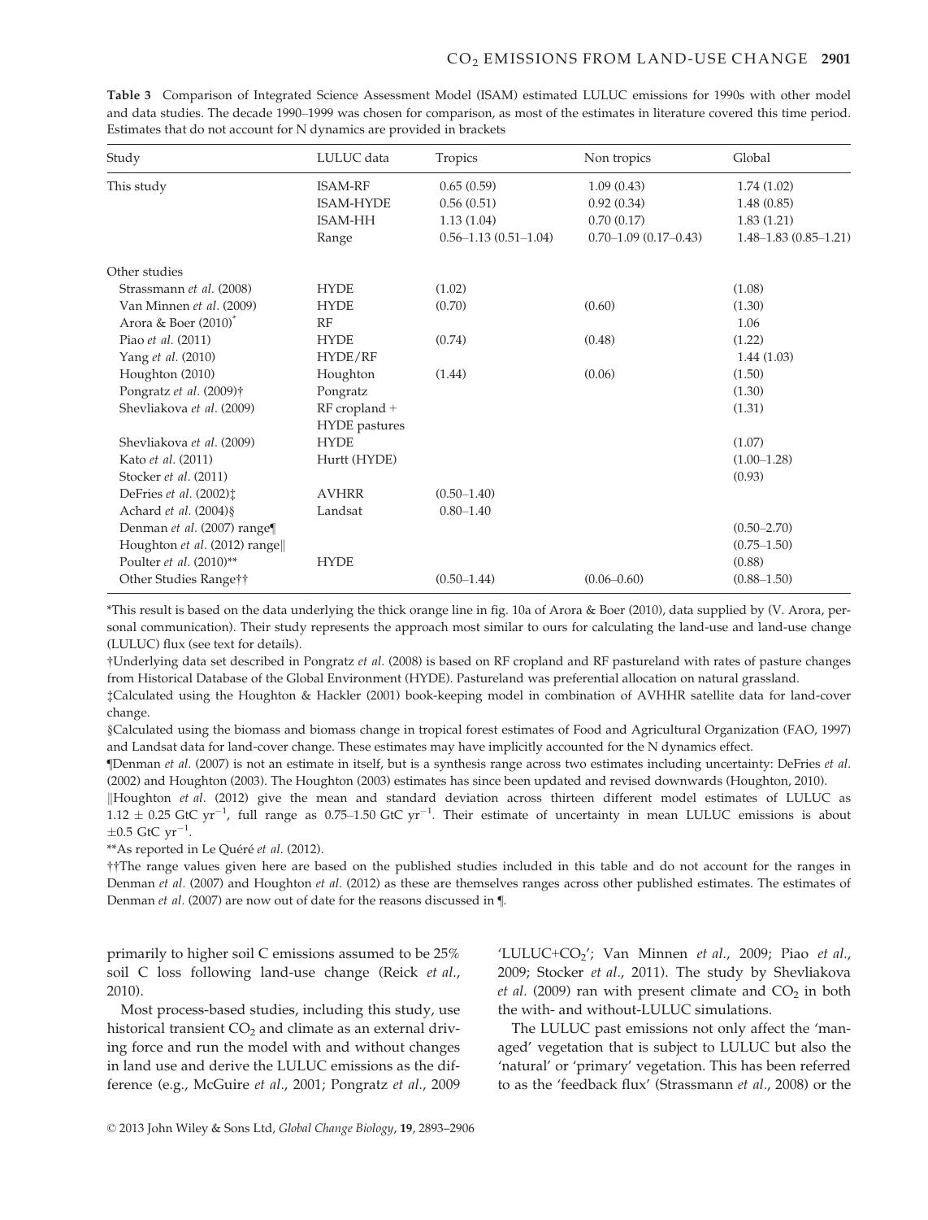**Table 3** Comparison of Integrated Science Assessment Model (ISAM) estimated LULUC emissions for 1990s with other model and data studies. The decade 1990–1999 was chosen for comparison, as most of the estimates in literature covered this time period. Estimates that do not account for N dynamics are provided in brackets

| Study | LULUC data | Tropics | Non tropics | Global |
|---|---|---|---|---|
| This study | ISAM-RF | 0.65 (0.59) | 1.09 (0.43) | 1.74 (1.02) |
| | ISAM-HYDE | 0.56 (0.51) | 0.92 (0.34) | 1.48 (0.85) |
| | ISAM-HH | 1.13 (1.04) | 0.70 (0.17) | 1.83 (1.21) |
| | Range | 0.56–1.13 (0.51–1.04) | 0.70–1.09 (0.17–0.43) | 1.48–1.83 (0.85–1.21) |
| Other studies | | | | |
| Strassmann *et al.* (2008) | HYDE | (1.02) | | (1.08) |
| Van Minnen *et al.* (2009) | HYDE | (0.70) | (0.60) | (1.30) |
| Arora & Boer (2010)* | RF | | | 1.06 |
| Piao *et al.* (2011) | HYDE | (0.74) | (0.48) | (1.22) |
| Yang *et al.* (2010) | HYDE/RF | | | 1.44 (1.03) |
| Houghton (2010) | Houghton | (1.44) | (0.06) | (1.50) |
| Pongratz *et al.* (2009)† | Pongratz | | | (1.30) |
| Shevliakova *et al.* (2009) | RF cropland + HYDE pastures | | | (1.31) |
| Shevliakova *et al.* (2009) | HYDE | | | (1.07) |
| Kato *et al.* (2011) | Hurtt (HYDE) | | | (1.00–1.28) |
| Stocker *et al.* (2011) | | | | (0.93) |
| DeFries *et al.* (2002)‡ | AVHRR | (0.50–1.40) | | |
| Achard *et al.* (2004)§ | Landsat | 0.80–1.40 | | |
| Denman *et al.* (2007) range¶ | | | | (0.50–2.70) |
| Houghton *et al.* (2012) range‖ | | | | (0.75–1.50) |
| Poulter *et al.* (2010)** | HYDE | | | (0.88) |
| Other Studies Range†† | | (0.50–1.44) | (0.06–0.60) | (0.88–1.50) |

*This result is based on the data underlying the thick orange line in fig. 10a of Arora & Boer (2010), data supplied by (V. Arora, personal communication). Their study represents the approach most similar to ours for calculating the land-use and land-use change (LULUC) flux (see text for details).

†Underlying data set described in Pongratz *et al.* (2008) is based on RF cropland and RF pastureland with rates of pasture changes from Historical Database of the Global Environment (HYDE). Pastureland was preferential allocation on natural grassland.

‡Calculated using the Houghton & Hackler (2001) book-keeping model in combination of AVHHR satellite data for land-cover change.

§Calculated using the biomass and biomass change in tropical forest estimates of Food and Agricultural Organization (FAO, 1997) and Landsat data for land-cover change. These estimates may have implicitly accounted for the N dynamics effect.

¶Denman *et al.* (2007) is not an estimate in itself, but is a synthesis range across two estimates including uncertainty: DeFries *et al.* (2002) and Houghton (2003). The Houghton (2003) estimates has since been updated and revised downwards (Houghton, 2010).

‖Houghton *et al.* (2012) give the mean and standard deviation across thirteen different model estimates of LULUC as $1.12 \pm 0.25$ GtC $yr^{-1}$, full range as 0.75–1.50 GtC $yr^{-1}$. Their estimate of uncertainty in mean LULUC emissions is about $\pm 0.5$ GtC $yr^{-1}$.

**As reported in Le Quéré *et al.* (2012).

††The range values given here are based on the published studies included in this table and do not account for the ranges in Denman *et al.* (2007) and Houghton *et al.* (2012) as these are themselves ranges across other published estimates. The estimates of Denman *et al.* (2007) are now out of date for the reasons discussed in ¶.

primarily to higher soil C emissions assumed to be 25% soil C loss following land-use change (Reick *et al.*, 2010).

Most process-based studies, including this study, use historical transient $CO_2$ and climate as an external driving force and run the model with and without changes in land use and derive the LULUC emissions as the difference (e.g., McGuire *et al.*, 2001; Pongratz *et al.*, 2009 'LULUC+$CO_2$'; Van Minnen *et al.*, 2009; Piao *et al.*, 2009; Stocker *et al.*, 2011). The study by Shevliakova *et al.* (2009) ran with present climate and $CO_2$ in both the with- and without-LULUC simulations.

The LULUC past emissions not only affect the 'managed' vegetation that is subject to LULUC but also the 'natural' or 'primary' vegetation. This has been referred to as the 'feedback flux' (Strassmann *et al.*, 2008) or the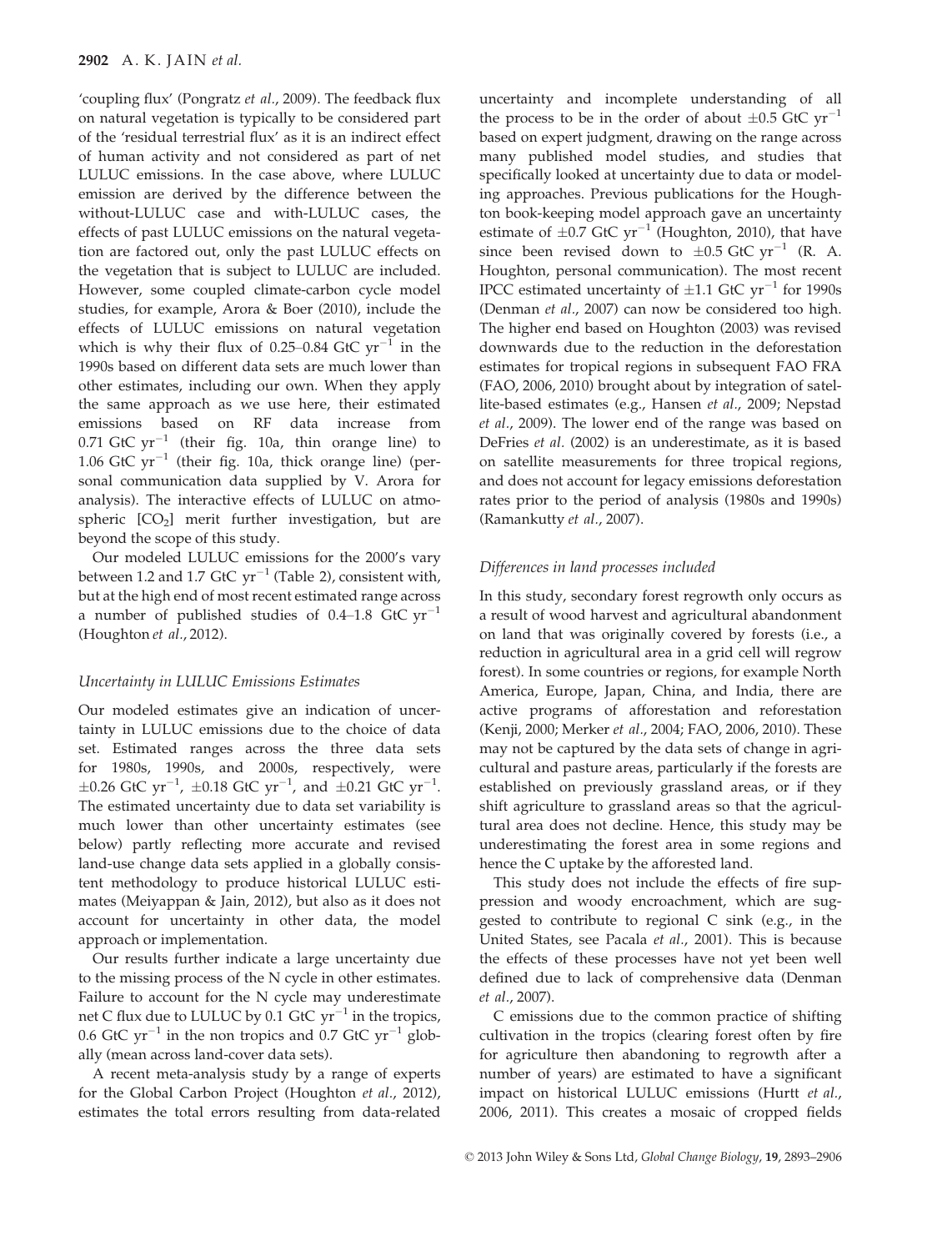'coupling flux' (Pongratz *et al.*, 2009). The feedback flux on natural vegetation is typically to be considered part of the 'residual terrestrial flux' as it is an indirect effect of human activity and not considered as part of net LULUC emissions. In the case above, where LULUC emission are derived by the difference between the without-LULUC case and with-LULUC cases, the effects of past LULUC emissions on the natural vegetation are factored out, only the past LULUC effects on the vegetation that is subject to LULUC are included. However, some coupled climate-carbon cycle model studies, for example, Arora & Boer (2010), include the effects of LULUC emissions on natural vegetation which is why their flux of 0.25–0.84 GtC $yr^{-1}$ in the 1990s based on different data sets are much lower than other estimates, including our own. When they apply the same approach as we use here, their estimated emissions based on RF data increase from 0.71 GtC $yr^{-1}$ (their fig. 10a, thin orange line) to 1.06 GtC $yr^{-1}$ (their fig. 10a, thick orange line) (personal communication data supplied by V. Arora for analysis). The interactive effects of LULUC on atmospheric [$CO_2$] merit further investigation, but are beyond the scope of this study.

Our modeled LULUC emissions for the 2000's vary between 1.2 and 1.7 GtC $yr^{-1}$ (Table 2), consistent with, but at the high end of most recent estimated range across a number of published studies of 0.4–1.8 GtC $yr^{-1}$ (Houghton *et al.*, 2012).

### *Uncertainty in LULUC Emissions Estimates*

Our modeled estimates give an indication of uncertainty in LULUC emissions due to the choice of data set. Estimated ranges across the three data sets for 1980s, 1990s, and 2000s, respectively, were $\pm$0.26 GtC $yr^{-1}$, $\pm$0.18 GtC $yr^{-1}$, and $\pm$0.21 GtC $yr^{-1}$. The estimated uncertainty due to data set variability is much lower than other uncertainty estimates (see below) partly reflecting more accurate and revised land-use change data sets applied in a globally consistent methodology to produce historical LULUC estimates (Meiyappan & Jain, 2012), but also as it does not account for uncertainty in other data, the model approach or implementation.

Our results further indicate a large uncertainty due to the missing process of the N cycle in other estimates. Failure to account for the N cycle may underestimate net C flux due to LULUC by 0.1 GtC $yr^{-1}$ in the tropics, 0.6 GtC $yr^{-1}$ in the non tropics and 0.7 GtC $yr^{-1}$ globally (mean across land-cover data sets).

A recent meta-analysis study by a range of experts for the Global Carbon Project (Houghton *et al.*, 2012), estimates the total errors resulting from data-related uncertainty and incomplete understanding of all the process to be in the order of about $\pm$0.5 GtC $yr^{-1}$ based on expert judgment, drawing on the range across many published model studies, and studies that specifically looked at uncertainty due to data or modeling approaches. Previous publications for the Houghton book-keeping model approach gave an uncertainty estimate of $\pm$0.7 GtC $yr^{-1}$ (Houghton, 2010), that have since been revised down to $\pm$0.5 GtC $yr^{-1}$ (R. A. Houghton, personal communication). The most recent IPCC estimated uncertainty of $\pm$1.1 GtC $yr^{-1}$ for 1990s (Denman *et al.*, 2007) can now be considered too high. The higher end based on Houghton (2003) was revised downwards due to the reduction in the deforestation estimates for tropical regions in subsequent FAO FRA (FAO, 2006, 2010) brought about by integration of satellite-based estimates (e.g., Hansen *et al.*, 2009; Nepstad *et al.*, 2009). The lower end of the range was based on DeFries *et al.* (2002) is an underestimate, as it is based on satellite measurements for three tropical regions, and does not account for legacy emissions deforestation rates prior to the period of analysis (1980s and 1990s) (Ramankutty *et al.*, 2007).

### *Differences in land processes included*

In this study, secondary forest regrowth only occurs as a result of wood harvest and agricultural abandonment on land that was originally covered by forests (i.e., a reduction in agricultural area in a grid cell will regrow forest). In some countries or regions, for example North America, Europe, Japan, China, and India, there are active programs of afforestation and reforestation (Kenji, 2000; Merker *et al.*, 2004; FAO, 2006, 2010). These may not be captured by the data sets of change in agricultural and pasture areas, particularly if the forests are established on previously grassland areas, or if they shift agriculture to grassland areas so that the agricultural area does not decline. Hence, this study may be underestimating the forest area in some regions and hence the C uptake by the afforested land.

This study does not include the effects of fire suppression and woody encroachment, which are suggested to contribute to regional C sink (e.g., in the United States, see Pacala *et al.*, 2001). This is because the effects of these processes have not yet been well defined due to lack of comprehensive data (Denman *et al.*, 2007).

C emissions due to the common practice of shifting cultivation in the tropics (clearing forest often by fire for agriculture then abandoning to regrowth after a number of years) are estimated to have a significant impact on historical LULUC emissions (Hurtt *et al.*, 2006, 2011). This creates a mosaic of cropped fields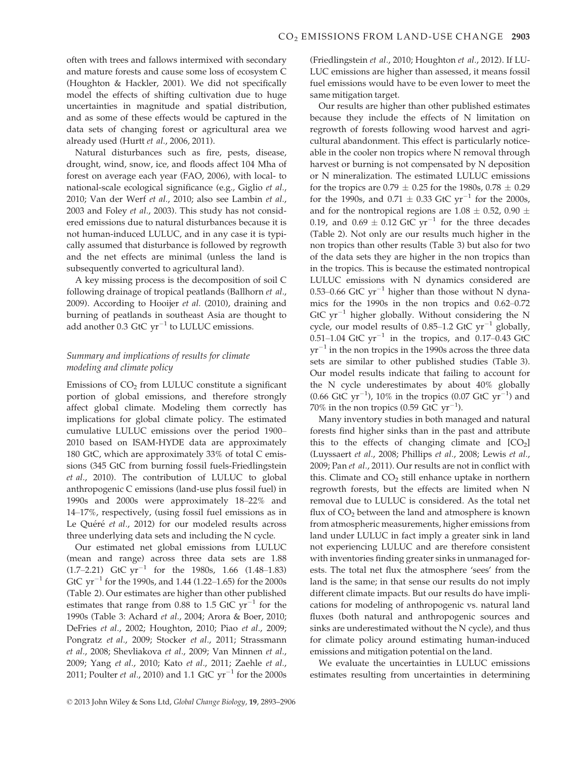often with trees and fallows intermixed with secondary and mature forests and cause some loss of ecosystem C (Houghton & Hackler, 2001). We did not specifically model the effects of shifting cultivation due to huge uncertainties in magnitude and spatial distribution, and as some of these effects would be captured in the data sets of changing forest or agricultural area we already used (Hurtt *et al.*, 2006, 2011).

Natural disturbances such as fire, pests, disease, drought, wind, snow, ice, and floods affect 104 Mha of forest on average each year (FAO, 2006), with local- to national-scale ecological significance (e.g., Giglio *et al.*, 2010; Van der Werf *et al.*, 2010; also see Lambin *et al.*, 2003 and Foley *et al.*, 2003). This study has not considered emissions due to natural disturbances because it is not human-induced LULUC, and in any case it is typically assumed that disturbance is followed by regrowth and the net effects are minimal (unless the land is subsequently converted to agricultural land).

A key missing process is the decomposition of soil C following drainage of tropical peatlands (Ballhorn *et al.*, 2009). According to Hooijer *et al.* (2010), draining and burning of peatlands in southeast Asia are thought to add another 0.3 GtC $yr^{-1}$ to LULUC emissions.

### *Summary and implications of results for climate modeling and climate policy*

Emissions of $CO_2$ from LULUC constitute a significant portion of global emissions, and therefore strongly affect global climate. Modeling them correctly has implications for global climate policy. The estimated cumulative LULUC emissions over the period 1900–2010 based on ISAM-HYDE data are approximately 180 GtC, which are approximately 33% of total C emissions (345 GtC from burning fossil fuels-Friedlingstein *et al.*, 2010). The contribution of LULUC to global anthropogenic C emissions (land-use plus fossil fuel) in 1990s and 2000s were approximately 18–22% and 14–17%, respectively, (using fossil fuel emissions as in Le Quéré *et al.*, 2012) for our modeled results across three underlying data sets and including the N cycle.

Our estimated net global emissions from LULUC (mean and range) across three data sets are 1.88 (1.7–2.21) GtC $yr^{-1}$ for the 1980s, 1.66 (1.48–1.83) GtC $yr^{-1}$ for the 1990s, and 1.44 (1.22–1.65) for the 2000s (Table 2). Our estimates are higher than other published estimates that range from 0.88 to 1.5 GtC $yr^{-1}$ for the 1990s (Table 3: Achard *et al.*, 2004; Arora & Boer, 2010; DeFries *et al.*, 2002; Houghton, 2010; Piao *et al.*, 2009; Pongratz *et al.*, 2009; Stocker *et al.*, 2011; Strassmann *et al.*, 2008; Shevliakova *et al.*, 2009; Van Minnen *et al.*, 2009; Yang *et al.*, 2010; Kato *et al.*, 2011; Zaehle *et al.*, 2011; Poulter *et al.*, 2010) and 1.1 GtC $yr^{-1}$ for the 2000s (Friedlingstein *et al.*, 2010; Houghton *et al.*, 2012). If LULUC emissions are higher than assessed, it means fossil fuel emissions would have to be even lower to meet the same mitigation target.

Our results are higher than other published estimates because they include the effects of N limitation on regrowth of forests following wood harvest and agricultural abandonment. This effect is particularly noticeable in the cooler non tropics where N removal through harvest or burning is not compensated by N deposition or N mineralization. The estimated LULUC emissions for the tropics are $0.79 \pm 0.25$ for the 1980s, $0.78 \pm 0.29$ for the 1990s, and $0.71 \pm 0.33$ GtC $yr^{-1}$ for the 2000s, and for the nontropical regions are $1.08 \pm 0.52$, $0.90 \pm 0.19$, and $0.69 \pm 0.12$ GtC $yr^{-1}$ for the three decades (Table 2). Not only are our results much higher in the non tropics than other results (Table 3) but also for two of the data sets they are higher in the non tropics than in the tropics. This is because the estimated nontropical LULUC emissions with N dynamics considered are 0.53–0.66 GtC $yr^{-1}$ higher than those without N dynamics for the 1990s in the non tropics and 0.62–0.72 GtC $yr^{-1}$ higher globally. Without considering the N cycle, our model results of 0.85–1.2 GtC $yr^{-1}$ globally, 0.51–1.04 GtC $yr^{-1}$ in the tropics, and 0.17–0.43 GtC $yr^{-1}$ in the non tropics in the 1990s across the three data sets are similar to other published studies (Table 3). Our model results indicate that failing to account for the N cycle underestimates by about 40% globally (0.66 GtC $yr^{-1}$), 10% in the tropics (0.07 GtC $yr^{-1}$) and 70% in the non tropics (0.59 GtC $yr^{-1}$).

Many inventory studies in both managed and natural forests find higher sinks than in the past and attribute this to the effects of changing climate and $[CO_2]$ (Luyssaert *et al.*, 2008; Phillips *et al.*, 2008; Lewis *et al.*, 2009; Pan *et al.*, 2011). Our results are not in conflict with this. Climate and $CO_2$ still enhance uptake in northern regrowth forests, but the effects are limited when N removal due to LULUC is considered. As the total net flux of $CO_2$ between the land and atmosphere is known from atmospheric measurements, higher emissions from land under LULUC in fact imply a greater sink in land not experiencing LULUC and are therefore consistent with inventories finding greater sinks in unmanaged forests. The total net flux the atmosphere 'sees' from the land is the same; in that sense our results do not imply different climate impacts. But our results do have implications for modeling of anthropogenic vs. natural land fluxes (both natural and anthropogenic sources and sinks are underestimated without the N cycle), and thus for climate policy around estimating human-induced emissions and mitigation potential on the land.

We evaluate the uncertainties in LULUC emissions estimates resulting from uncertainties in determining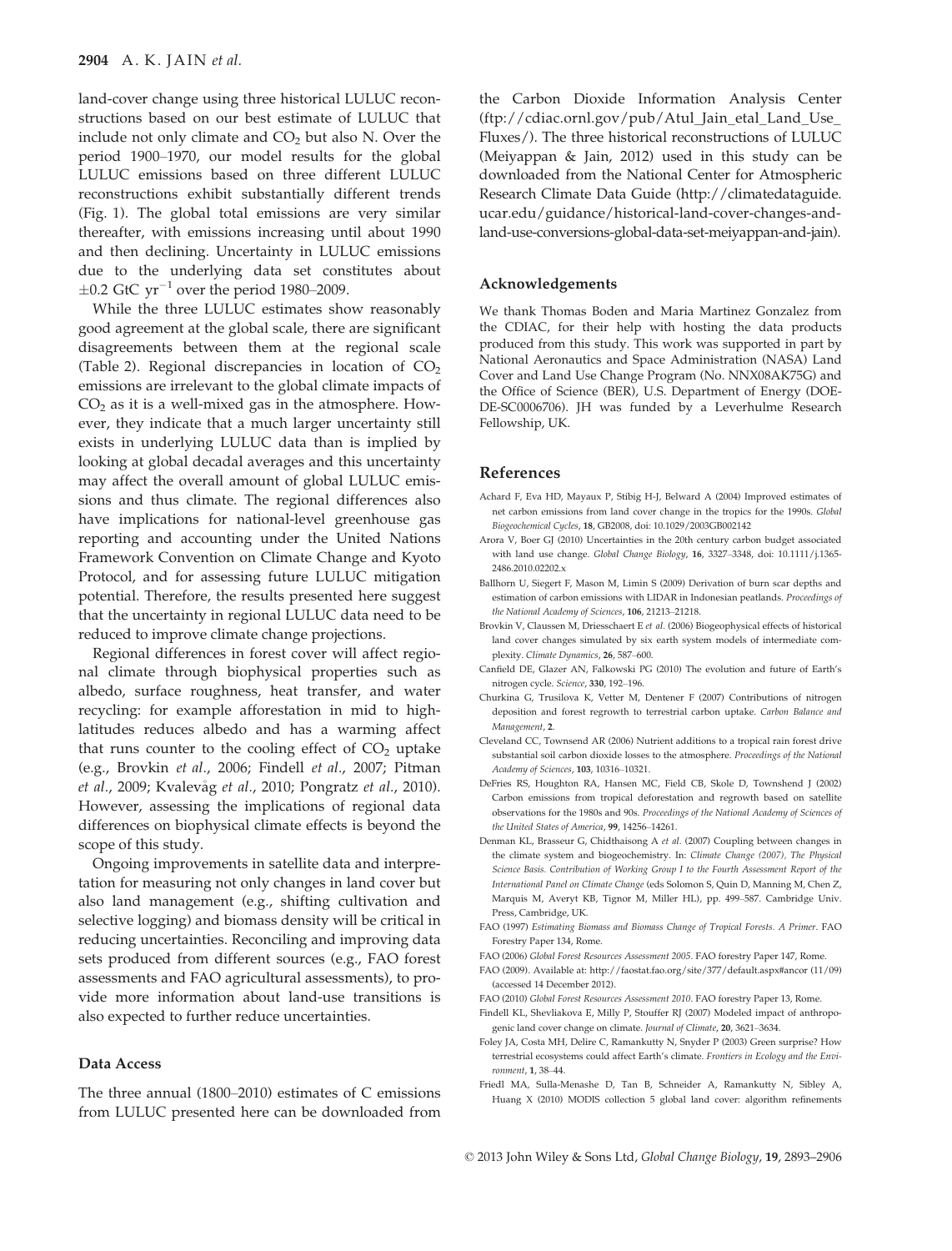land-cover change using three historical LULUC reconstructions based on our best estimate of LULUC that include not only climate and $CO_2$ but also N. Over the period 1900–1970, our model results for the global LULUC emissions based on three different LULUC reconstructions exhibit substantially different trends (Fig. 1). The global total emissions are very similar thereafter, with emissions increasing until about 1990 and then declining. Uncertainty in LULUC emissions due to the underlying data set constitutes about $\pm 0.2$ GtC $yr^{-1}$ over the period 1980–2009.

While the three LULUC estimates show reasonably good agreement at the global scale, there are significant disagreements between them at the regional scale (Table 2). Regional discrepancies in location of $CO_2$ emissions are irrelevant to the global climate impacts of $CO_2$ as it is a well-mixed gas in the atmosphere. However, they indicate that a much larger uncertainty still exists in underlying LULUC data than is implied by looking at global decadal averages and this uncertainty may affect the overall amount of global LULUC emissions and thus climate. The regional differences also have implications for national-level greenhouse gas reporting and accounting under the United Nations Framework Convention on Climate Change and Kyoto Protocol, and for assessing future LULUC mitigation potential. Therefore, the results presented here suggest that the uncertainty in regional LULUC data need to be reduced to improve climate change projections.

Regional differences in forest cover will affect regional climate through biophysical properties such as albedo, surface roughness, heat transfer, and water recycling: for example afforestation in mid to high-latitudes reduces albedo and has a warming affect that runs counter to the cooling effect of $CO_2$ uptake (e.g., Brovkin *et al*., 2006; Findell *et al*., 2007; Pitman *et al*., 2009; Kvalevåg *et al*., 2010; Pongratz *et al*., 2010). However, assessing the implications of regional data differences on biophysical climate effects is beyond the scope of this study.

Ongoing improvements in satellite data and interpretation for measuring not only changes in land cover but also land management (e.g., shifting cultivation and selective logging) and biomass density will be critical in reducing uncertainties. Reconciling and improving data sets produced from different sources (e.g., FAO forest assessments and FAO agricultural assessments), to provide more information about land-use transitions is also expected to further reduce uncertainties.

## Data Access

The three annual (1800–2010) estimates of C emissions from LULUC presented here can be downloaded from the Carbon Dioxide Information Analysis Center (ftp://cdiac.ornl.gov/pub/Atul_Jain_etal_Land_Use_Fluxes/). The three historical reconstructions of LULUC (Meiyappan & Jain, 2012) used in this study can be downloaded from the National Center for Atmospheric Research Climate Data Guide (http://climatedataguide.ucar.edu/guidance/historical-land-cover-changes-and-land-use-conversions-global-data-set-meiyappan-and-jain).

## Acknowledgements

We thank Thomas Boden and Maria Martinez Gonzalez from the CDIAC, for their help with hosting the data products produced from this study. This work was supported in part by National Aeronautics and Space Administration (NASA) Land Cover and Land Use Change Program (No. NNX08AK75G) and the Office of Science (BER), U.S. Department of Energy (DOE-DE-SC0006706). JH was funded by a Leverhulme Research Fellowship, UK.

## References

Achard F, Eva HD, Mayaux P, Stibig H-J, Belward A (2004) Improved estimates of net carbon emissions from land cover change in the tropics for the 1990s. *Global Biogeochemical Cycles*, **18**, GB2008, doi: 10.1029/2003GB002142

Arora V, Boer GJ (2010) Uncertainties in the 20th century carbon budget associated with land use change. *Global Change Biology*, **16**, 3327–3348, doi: 10.1111/j.1365-2486.2010.02202.x

Ballhorn U, Siegert F, Mason M, Limin S (2009) Derivation of burn scar depths and estimation of carbon emissions with LIDAR in Indonesian peatlands. *Proceedings of the National Academy of Sciences*, **106**, 21213–21218.

Brovkin V, Claussen M, Driesschaert E *et al*. (2006) Biogeophysical effects of historical land cover changes simulated by six earth system models of intermediate complexity. *Climate Dynamics*, **26**, 587–600.

Canfield DE, Glazer AN, Falkowski PG (2010) The evolution and future of Earth's nitrogen cycle. *Science*, **330**, 192–196.

Churkina G, Trusilova K, Vetter M, Dentener F (2007) Contributions of nitrogen deposition and forest regrowth to terrestrial carbon uptake. *Carbon Balance and Management*, **2**.

Cleveland CC, Townsend AR (2006) Nutrient additions to a tropical rain forest drive substantial soil carbon dioxide losses to the atmosphere. *Proceedings of the National Academy of Sciences*, **103**, 10316–10321.

DeFries RS, Houghton RA, Hansen MC, Field CB, Skole D, Townshend J (2002) Carbon emissions from tropical deforestation and regrowth based on satellite observations for the 1980s and 90s. *Proceedings of the National Academy of Sciences of the United States of America*, **99**, 14256–14261.

Denman KL, Brasseur G, Chidthaisong A *et al*. (2007) Coupling between changes in the climate system and biogeochemistry. In: *Climate Change (2007), The Physical Science Basis. Contribution of Working Group I to the Fourth Assessment Report of the International Panel on Climate Change* (eds Solomon S, Quin D, Manning M, Chen Z, Marquis M, Averyt KB, Tignor M, Miller HL), pp. 499–587. Cambridge Univ. Press, Cambridge, UK.

FAO (1997) *Estimating Biomass and Biomass Change of Tropical Forests. A Primer*. FAO Forestry Paper 134, Rome.

FAO (2006) *Global Forest Resources Assessment 2005*. FAO forestry Paper 147, Rome.

FAO (2009). Available at: http://faostat.fao.org/site/377/default.aspx#ancor (11/09) (accessed 14 December 2012).

FAO (2010) *Global Forest Resources Assessment 2010*. FAO forestry Paper 13, Rome.

Findell KL, Shevliakova E, Milly P, Stouffer RJ (2007) Modeled impact of anthropogenic land cover change on climate. *Journal of Climate*, **20**, 3621–3634.

Foley JA, Costa MH, Delire C, Ramankutty N, Snyder P (2003) Green surprise? How terrestrial ecosystems could affect Earth's climate. *Frontiers in Ecology and the Environment*, **1**, 38–44.

Friedl MA, Sulla-Menashe D, Tan B, Schneider A, Ramankutty N, Sibley A, Huang X (2010) MODIS collection 5 global land cover: algorithm refinements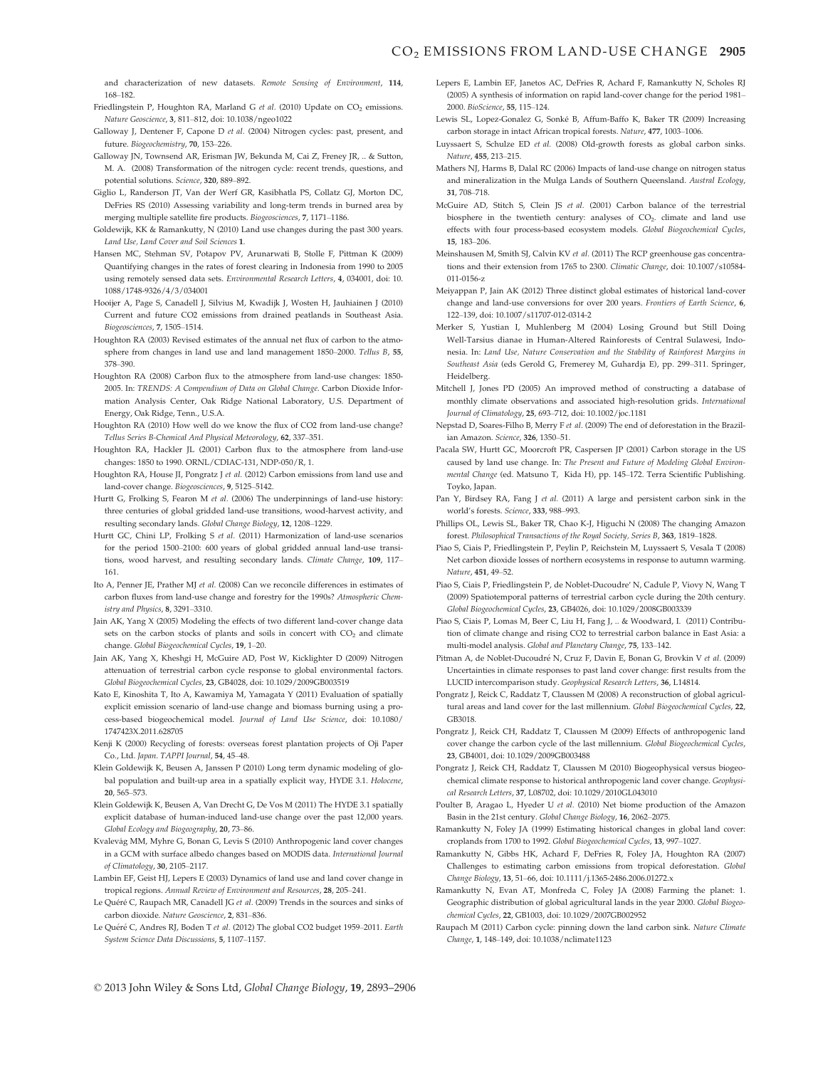and characterization of new datasets. *Remote Sensing of Environment*, **114**, 168–182.

Friedlingstein P, Houghton RA, Marland G *et al.* (2010) Update on $CO_2$ emissions. *Nature Geoscience*, **3**, 811–812, doi: 10.1038/ngeo1022

Galloway J, Dentener F, Capone D *et al.* (2004) Nitrogen cycles: past, present, and future. *Biogeochemistry*, **70**, 153–226.

Galloway JN, Townsend AR, Erisman JW, Bekunda M, Cai Z, Freney JR, .. & Sutton, M. A. (2008) Transformation of the nitrogen cycle: recent trends, questions, and potential solutions. *Science*, **320**, 889–892.

Giglio L, Randerson JT, Van der Werf GR, Kasibhatla PS, Collatz GJ, Morton DC, DeFries RS (2010) Assessing variability and long-term trends in burned area by merging multiple satellite fire products. *Biogeosciences*, **7**, 1171–1186.

Goldewijk, KK & Ramankutty, N (2010) Land use changes during the past 300 years. *Land Use, Land Cover and Soil Sciences* **1**.

Hansen MC, Stehman SV, Potapov PV, Arunarwati B, Stolle F, Pittman K (2009) Quantifying changes in the rates of forest clearing in Indonesia from 1990 to 2005 using remotely sensed data sets. *Environmental Research Letters*, **4**, 034001, doi: 10.1088/1748-9326/4/3/034001

Hooijer A, Page S, Canadell J, Silvius M, Kwadijk J, Wosten H, Jauhiainen J (2010) Current and future CO2 emissions from drained peatlands in Southeast Asia. *Biogeosciences*, **7**, 1505–1514.

Houghton RA (2003) Revised estimates of the annual net flux of carbon to the atmosphere from changes in land use and land management 1850–2000. *Tellus B*, **55**, 378–390.

Houghton RA (2008) Carbon flux to the atmosphere from land-use changes: 1850-2005. In: *TRENDS: A Compendium of Data on Global Change*. Carbon Dioxide Information Analysis Center, Oak Ridge National Laboratory, U.S. Department of Energy, Oak Ridge, Tenn., U.S.A.

Houghton RA (2010) How well do we know the flux of CO2 from land-use change? *Tellus Series B-Chemical And Physical Meteorology*, **62**, 337–351.

Houghton RA, Hackler JL (2001) Carbon flux to the atmosphere from land-use changes: 1850 to 1990. ORNL/CDIAC-131, NDP-050/R, 1.

Houghton RA, House JI, Pongratz J *et al.* (2012) Carbon emissions from land use and land-cover change. *Biogeosciences*, **9**, 5125–5142.

Hurtt G, Frolking S, Fearon M *et al.* (2006) The underpinnings of land-use history: three centuries of global gridded land-use transitions, wood-harvest activity, and resulting secondary lands. *Global Change Biology*, **12**, 1208–1229.

Hurtt GC, Chini LP, Frolking S *et al.* (2011) Harmonization of land-use scenarios for the period 1500–2100: 600 years of global gridded annual land-use transitions, wood harvest, and resulting secondary lands. *Climate Change*, **109**, 117–161.

Ito A, Penner JE, Prather MJ *et al.* (2008) Can we reconcile differences in estimates of carbon fluxes from land-use change and forestry for the 1990s? *Atmospheric Chemistry and Physics*, **8**, 3291–3310.

Jain AK, Yang X (2005) Modeling the effects of two different land-cover change data sets on the carbon stocks of plants and soils in concert with $CO_2$ and climate change. *Global Biogeochemical Cycles*, **19**, 1–20.

Jain AK, Yang X, Kheshgi H, McGuire AD, Post W, Kicklighter D (2009) Nitrogen attenuation of terrestrial carbon cycle response to global environmental factors. *Global Biogeochemical Cycles*, **23**, GB4028, doi: 10.1029/2009GB003519

Kato E, Kinoshita T, Ito A, Kawamiya M, Yamagata Y (2011) Evaluation of spatially explicit emission scenario of land-use change and biomass burning using a process-based biogeochemical model. *Journal of Land Use Science*, doi: 10.1080/1747423X.2011.628705

Kenji K (2000) Recycling of forests: overseas forest plantation projects of Oji Paper Co., Ltd. *Japan. TAPPI Journal*, **54**, 45–48.

Klein Goldewijk K, Beusen A, Janssen P (2010) Long term dynamic modeling of global population and built-up area in a spatially explicit way, HYDE 3.1. *Holocene*, **20**, 565–573.

Klein Goldewijk K, Beusen A, Van Drecht G, De Vos M (2011) The HYDE 3.1 spatially explicit database of human-induced land-use change over the past 12,000 years. *Global Ecology and Biogeography*, **20**, 73–86.

Kvalevåg MM, Myhre G, Bonan G, Levis S (2010) Anthropogenic land cover changes in a GCM with surface albedo changes based on MODIS data. *International Journal of Climatology*, **30**, 2105–2117.

Lambin EF, Geist HJ, Lepers E (2003) Dynamics of land use and land cover change in tropical regions. *Annual Review of Environment and Resources*, **28**, 205–241.

Le Quéré C, Raupach MR, Canadell JG *et al.* (2009) Trends in the sources and sinks of carbon dioxide. *Nature Geoscience*, **2**, 831–836.

Le Quéré C, Andres RJ, Boden T *et al.* (2012) The global CO2 budget 1959–2011. *Earth System Science Data Discussions*, **5**, 1107–1157.

Lepers E, Lambin EF, Janetos AC, DeFries R, Achard F, Ramankutty N, Scholes RJ (2005) A synthesis of information on rapid land-cover change for the period 1981–2000. *BioScience*, **55**, 115–124.

Lewis SL, Lopez-Gonalez G, Sonké B, Affum-Baffo K, Baker TR (2009) Increasing carbon storage in intact African tropical forests. *Nature*, **477**, 1003–1006.

Luyssaert S, Schulze ED *et al.* (2008) Old-growth forests as global carbon sinks. *Nature*, **455**, 213–215.

Mathers NJ, Harms B, Dalal RC (2006) Impacts of land-use change on nitrogen status and mineralization in the Mulga Lands of Southern Queensland. *Austral Ecology*, **31**, 708–718.

McGuire AD, Stitch S, Clein JS *et al.* (2001) Carbon balance of the terrestrial biosphere in the twentieth century: analyses of $CO_2$, climate and land use effects with four process-based ecosystem models. *Global Biogeochemical Cycles*, **15**, 183–206.

Meinshausen M, Smith SJ, Calvin KV *et al.* (2011) The RCP greenhouse gas concentrations and their extension from 1765 to 2300. *Climatic Change*, doi: 10.1007/s10584-011-0156-z

Meiyappan P, Jain AK (2012) Three distinct global estimates of historical land-cover change and land-use conversions for over 200 years. *Frontiers of Earth Science*, **6**, 122–139, doi: 10.1007/s11707-012-0314-2

Merker S, Yustian I, Muhlenberg M (2004) Losing Ground but Still Doing Well-Tarsius dianae in Human-Altered Rainforests of Central Sulawesi, Indonesia. In: *Land Use, Nature Conservation and the Stability of Rainforest Margins in Southeast Asia* (eds Gerold G, Fremerey M, Guhardja E), pp. 299–311. Springer, Heidelberg.

Mitchell J, Jones PD (2005) An improved method of constructing a database of monthly climate observations and associated high-resolution grids. *International Journal of Climatology*, **25**, 693–712, doi: 10.1002/joc.1181

Nepstad D, Soares-Filho B, Merry F *et al.* (2009) The end of deforestation in the Brazilian Amazon. *Science*, **326**, 1350–51.

Pacala SW, Hurtt GC, Moorcroft PR, Caspersen JP (2001) Carbon storage in the US caused by land use change. In: *The Present and Future of Modeling Global Environmental Change* (ed. Matsuno T, Kida H), pp. 145–172. Terra Scientific Publishing. Toyko, Japan.

Pan Y, Birdsey RA, Fang J *et al.* (2011) A large and persistent carbon sink in the world's forests. *Science*, **333**, 988–993.

Phillips OL, Lewis SL, Baker TR, Chao K-J, Higuchi N (2008) The changing Amazon forest. *Philosophical Transactions of the Royal Society, Series B*, **363**, 1819–1828.

Piao S, Ciais P, Friedlingstein P, Peylin P, Reichstein M, Luyssaert S, Vesala T (2008) Net carbon dioxide losses of northern ecosystems in response to autumn warming. *Nature*, **451**, 49–52.

Piao S, Ciais P, Friedlingstein P, de Noblet-Ducoudre' N, Cadule P, Viovy N, Wang T (2009) Spatiotemporal patterns of terrestrial carbon cycle during the 20th century. *Global Biogeochemical Cycles*, **23**, GB4026, doi: 10.1029/2008GB003339

Piao S, Ciais P, Lomas M, Beer C, Liu H, Fang J, .. & Woodward, I. (2011) Contribution of climate change and rising CO2 to terrestrial carbon balance in East Asia: a multi-model analysis. *Global and Planetary Change*, **75**, 133–142.

Pitman A, de Noblet-Ducoudré N, Cruz F, Davin E, Bonan G, Brovkin V *et al.* (2009) Uncertainties in climate responses to past land cover change: first results from the LUCID intercomparison study. *Geophysical Research Letters*, **36**, L14814.

Pongratz J, Reick C, Raddatz T, Claussen M (2008) A reconstruction of global agricultural areas and land cover for the last millennium. *Global Biogeochemical Cycles*, **22**, GB3018.

Pongratz J, Reick CH, Raddatz T, Claussen M (2009) Effects of anthropogenic land cover change the carbon cycle of the last millennium. *Global Biogeochemical Cycles*, **23**, GB4001, doi: 10.1029/2009GB003488

Pongratz J, Reick CH, Raddatz T, Claussen M (2010) Biogeophysical versus biogeochemical climate response to historical anthropogenic land cover change. *Geophysical Research Letters*, **37**, L08702, doi: 10.1029/2010GL043010

Poulter B, Aragao L, Hyeder U *et al.* (2010) Net biome production of the Amazon Basin in the 21st century. *Global Change Biology*, **16**, 2062–2075.

Ramankutty N, Foley JA (1999) Estimating historical changes in global land cover: croplands from 1700 to 1992. *Global Biogeochemical Cycles*, **13**, 997–1027.

Ramankutty N, Gibbs HK, Achard F, DeFries R, Foley JA, Houghton RA (2007) Challenges to estimating carbon emissions from tropical deforestation. *Global Change Biology*, **13**, 51–66, doi: 10.1111/j.1365-2486.2006.01272.x

Ramankutty N, Evan AT, Monfreda C, Foley JA (2008) Farming the planet: 1. Geographic distribution of global agricultural lands in the year 2000. *Global Biogeochemical Cycles*, **22**, GB1003, doi: 10.1029/2007GB002952

Raupach M (2011) Carbon cycle: pinning down the land carbon sink. *Nature Climate Change*, **1**, 148–149, doi: 10.1038/nclimate1123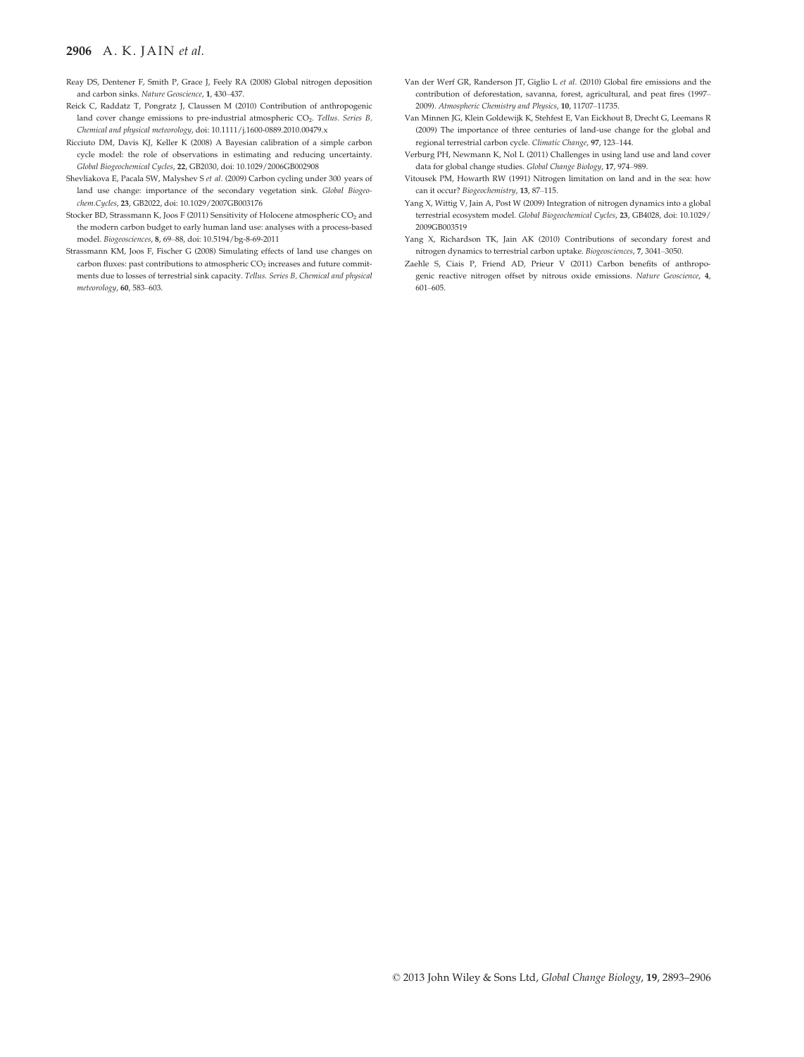Reay DS, Dentener F, Smith P, Grace J, Feely RA (2008) Global nitrogen deposition and carbon sinks. *Nature Geoscience*, **1**, 430–437.

Reick C, Raddatz T, Pongratz J, Claussen M (2010) Contribution of anthropogenic land cover change emissions to pre-industrial atmospheric $CO_2$. *Tellus. Series B, Chemical and physical meteorology*, doi: 10.1111/j.1600-0889.2010.00479.x

Ricciuto DM, Davis KJ, Keller K (2008) A Bayesian calibration of a simple carbon cycle model: the role of observations in estimating and reducing uncertainty. *Global Biogeochemical Cycles*, **22**, GB2030, doi: 10.1029/2006GB002908

Shevliakova E, Pacala SW, Malyshev S *et al.* (2009) Carbon cycling under 300 years of land use change: importance of the secondary vegetation sink. *Global Biogeochem.Cycles*, **23**, GB2022, doi: 10.1029/2007GB003176

Stocker BD, Strassmann K, Joos F (2011) Sensitivity of Holocene atmospheric $CO_2$ and the modern carbon budget to early human land use: analyses with a process-based model. *Biogeosciences*, **8**, 69–88, doi: 10.5194/bg-8-69-2011

Strassmann KM, Joos F, Fischer G (2008) Simulating effects of land use changes on carbon fluxes: past contributions to atmospheric $CO_2$ increases and future commitments due to losses of terrestrial sink capacity. *Tellus. Series B, Chemical and physical meteorology*, **60**, 583–603.

Van der Werf GR, Randerson JT, Giglio L *et al.* (2010) Global fire emissions and the contribution of deforestation, savanna, forest, agricultural, and peat fires (1997–2009). *Atmospheric Chemistry and Physics*, **10**, 11707–11735.

Van Minnen JG, Klein Goldewijk K, Stehfest E, Van Eickhout B, Drecht G, Leemans R (2009) The importance of three centuries of land-use change for the global and regional terrestrial carbon cycle. *Climatic Change*, **97**, 123–144.

Verburg PH, Newmann K, Nol L (2011) Challenges in using land use and land cover data for global change studies. *Global Change Biology*, **17**, 974–989.

Vitousek PM, Howarth RW (1991) Nitrogen limitation on land and in the sea: how can it occur? *Biogeochemistry*, **13**, 87–115.

Yang X, Wittig V, Jain A, Post W (2009) Integration of nitrogen dynamics into a global terrestrial ecosystem model. *Global Biogeochemical Cycles*, **23**, GB4028, doi: 10.1029/2009GB003519

Yang X, Richardson TK, Jain AK (2010) Contributions of secondary forest and nitrogen dynamics to terrestrial carbon uptake. *Biogeosciences*, **7**, 3041–3050.

Zaehle S, Ciais P, Friend AD, Prieur V (2011) Carbon benefits of anthropogenic reactive nitrogen offset by nitrous oxide emissions. *Nature Geoscience*, **4**, 601–605.